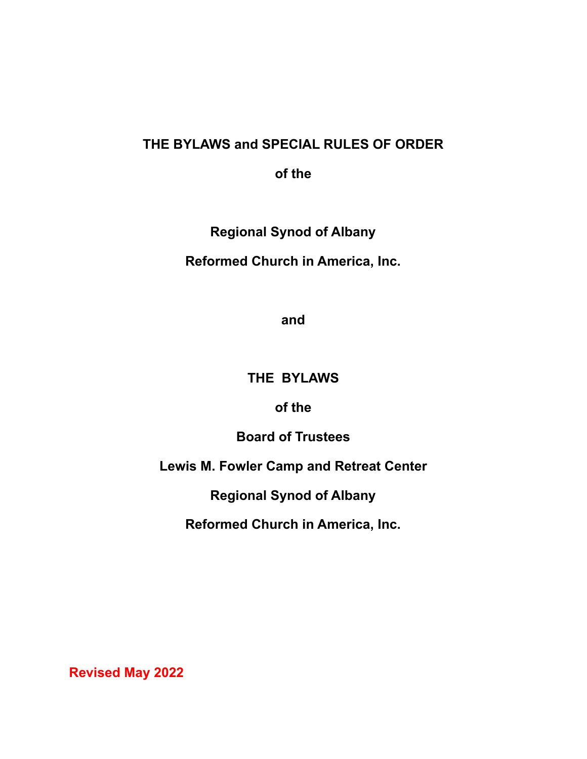# THE BYLAWS and SPECIAL RULES OF ORDER

**of the**

**Regional Synod of Albany**

**Reformed Church in America, Inc.**

**and**

# THE BYLAWS

**of the**

**Board of Trustees**

**Lewis M. Fowler Camp and Retreat Center**

**Regional Synod of Albany**

**Reformed Church in America, Inc.**

**Revised May 2022**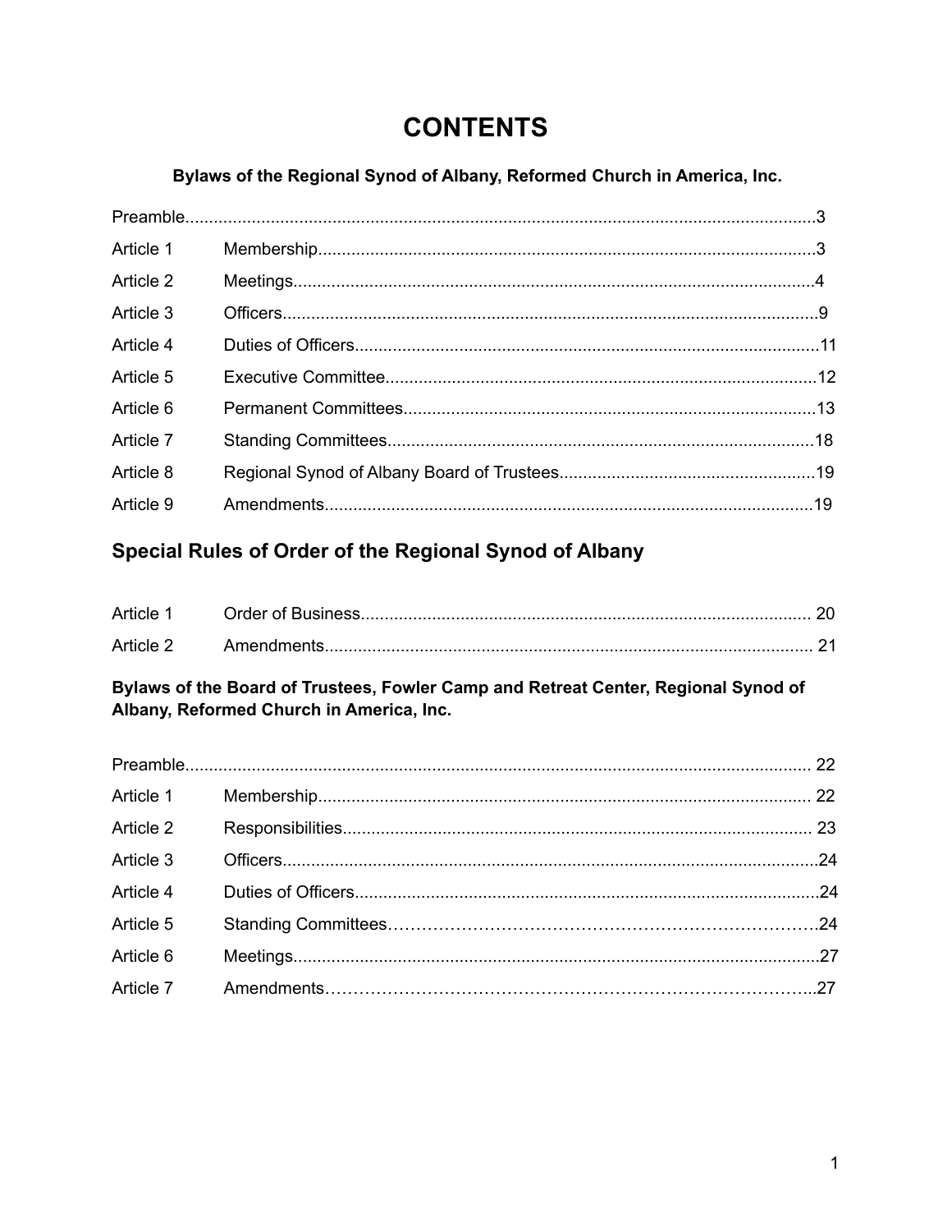# CONTENTS

**Bylaws of the Regional Synod of Albany, Reformed Church in America, Inc.**

| | | |
|---|---|---|
| Preamble | | 3 |
| Article 1 | Membership | 3 |
| Article 2 | Meetings | 4 |
| Article 3 | Officers | 9 |
| Article 4 | Duties of Officers | 11 |
| Article 5 | Executive Committee | 12 |
| Article 6 | Permanent Committees | 13 |
| Article 7 | Standing Committees | 18 |
| Article 8 | Regional Synod of Albany Board of Trustees | 19 |
| Article 9 | Amendments | 19 |

## Special Rules of Order of the Regional Synod of Albany

| | | |
|---|---|---|
| Article 1 | Order of Business | 20 |
| Article 2 | Amendments | 21 |

**Bylaws of the Board of Trustees, Fowler Camp and Retreat Center, Regional Synod of Albany, Reformed Church in America, Inc.**

| | | |
|---|---|---|
| Preamble | | 22 |
| Article 1 | Membership | 22 |
| Article 2 | Responsibilities | 23 |
| Article 3 | Officers | 24 |
| Article 4 | Duties of Officers | 24 |
| Article 5 | Standing Committees | 24 |
| Article 6 | Meetings | 27 |
| Article 7 | Amendments | 27 |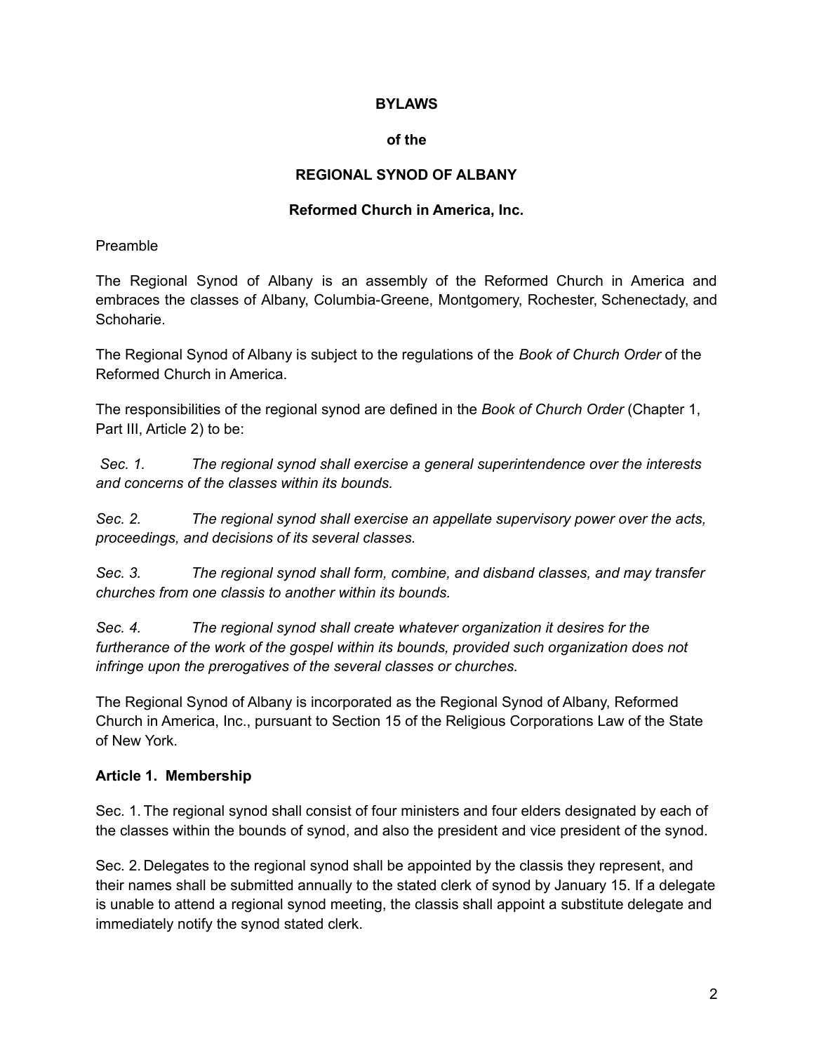**BYLAWS**

**of the**

**REGIONAL SYNOD OF ALBANY**

**Reformed Church in America, Inc.**

Preamble

The Regional Synod of Albany is an assembly of the Reformed Church in America and embraces the classes of Albany, Columbia-Greene, Montgomery, Rochester, Schenectady, and Schoharie.

The Regional Synod of Albany is subject to the regulations of the *Book of Church Order* of the Reformed Church in America.

The responsibilities of the regional synod are defined in the *Book of Church Order* (Chapter 1, Part III, Article 2) to be:

*Sec. 1. The regional synod shall exercise a general superintendence over the interests and concerns of the classes within its bounds.*

*Sec. 2. The regional synod shall exercise an appellate supervisory power over the acts, proceedings, and decisions of its several classes.*

*Sec. 3. The regional synod shall form, combine, and disband classes, and may transfer churches from one classis to another within its bounds.*

*Sec. 4. The regional synod shall create whatever organization it desires for the furtherance of the work of the gospel within its bounds, provided such organization does not infringe upon the prerogatives of the several classes or churches.*

The Regional Synod of Albany is incorporated as the Regional Synod of Albany, Reformed Church in America, Inc., pursuant to Section 15 of the Religious Corporations Law of the State of New York.

**Article 1. Membership**

Sec. 1. The regional synod shall consist of four ministers and four elders designated by each of the classes within the bounds of synod, and also the president and vice president of the synod.

Sec. 2. Delegates to the regional synod shall be appointed by the classis they represent, and their names shall be submitted annually to the stated clerk of synod by January 15. If a delegate is unable to attend a regional synod meeting, the classis shall appoint a substitute delegate and immediately notify the synod stated clerk.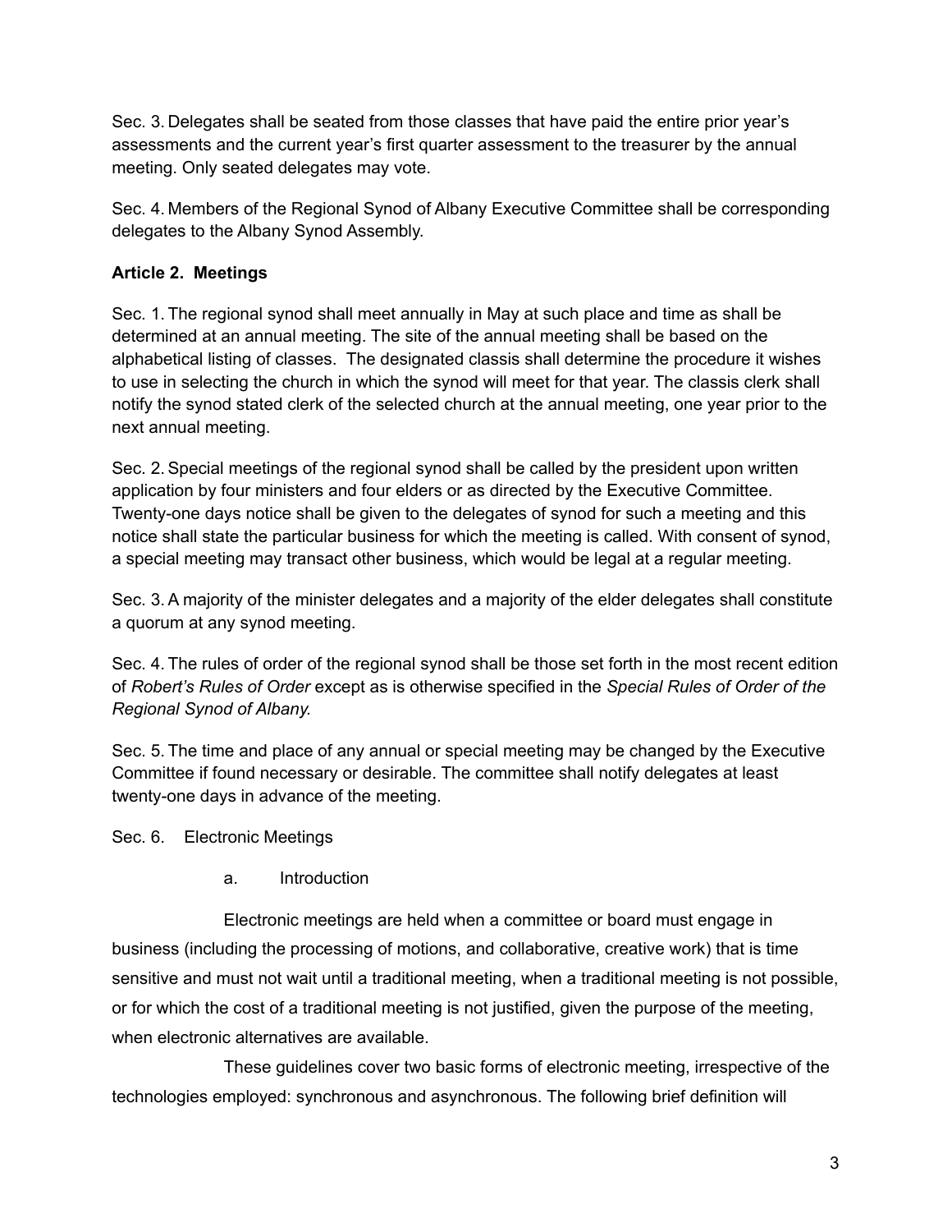Sec. 3. Delegates shall be seated from those classes that have paid the entire prior year's assessments and the current year's first quarter assessment to the treasurer by the annual meeting. Only seated delegates may vote.

Sec. 4. Members of the Regional Synod of Albany Executive Committee shall be corresponding delegates to the Albany Synod Assembly.

**Article 2. Meetings**

Sec. 1. The regional synod shall meet annually in May at such place and time as shall be determined at an annual meeting. The site of the annual meeting shall be based on the alphabetical listing of classes. The designated classis shall determine the procedure it wishes to use in selecting the church in which the synod will meet for that year. The classis clerk shall notify the synod stated clerk of the selected church at the annual meeting, one year prior to the next annual meeting.

Sec. 2. Special meetings of the regional synod shall be called by the president upon written application by four ministers and four elders or as directed by the Executive Committee. Twenty-one days notice shall be given to the delegates of synod for such a meeting and this notice shall state the particular business for which the meeting is called. With consent of synod, a special meeting may transact other business, which would be legal at a regular meeting.

Sec. 3. A majority of the minister delegates and a majority of the elder delegates shall constitute a quorum at any synod meeting.

Sec. 4. The rules of order of the regional synod shall be those set forth in the most recent edition of *Robert's Rules of Order* except as is otherwise specified in the *Special Rules of Order of the Regional Synod of Albany.*

Sec. 5. The time and place of any annual or special meeting may be changed by the Executive Committee if found necessary or desirable. The committee shall notify delegates at least twenty-one days in advance of the meeting.

Sec. 6. Electronic Meetings

a. Introduction

Electronic meetings are held when a committee or board must engage in business (including the processing of motions, and collaborative, creative work) that is time sensitive and must not wait until a traditional meeting, when a traditional meeting is not possible, or for which the cost of a traditional meeting is not justified, given the purpose of the meeting, when electronic alternatives are available.

These guidelines cover two basic forms of electronic meeting, irrespective of the technologies employed: synchronous and asynchronous. The following brief definition will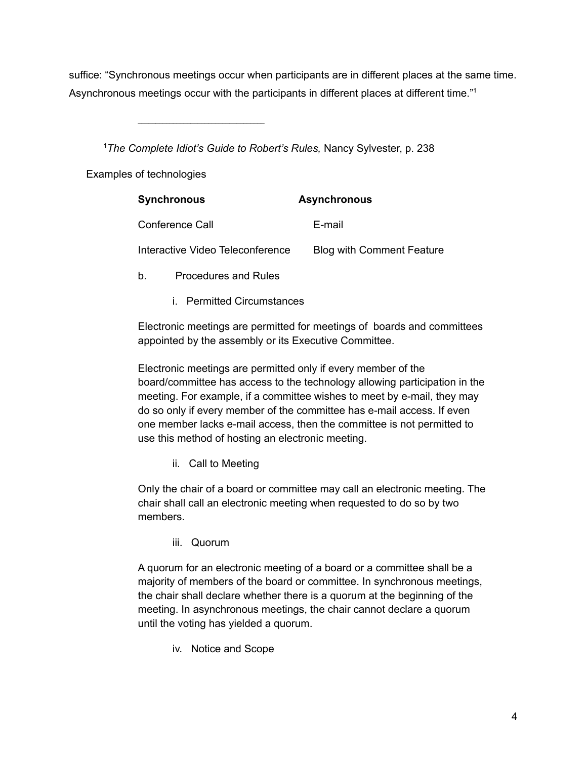suffice: "Synchronous meetings occur when participants are in different places at the same time. Asynchronous meetings occur with the participants in different places at different time."[1]

---

[1] *The Complete Idiot's Guide to Robert's Rules,* Nancy Sylvester, p. 238

Examples of technologies

| **Synchronous** | **Asynchronous** |
| --- | --- |
| Conference Call | E-mail |
| Interactive Video Teleconference | Blog with Comment Feature |

b. Procedures and Rules

i. Permitted Circumstances

Electronic meetings are permitted for meetings of boards and committees appointed by the assembly or its Executive Committee.

Electronic meetings are permitted only if every member of the board/committee has access to the technology allowing participation in the meeting. For example, if a committee wishes to meet by e-mail, they may do so only if every member of the committee has e-mail access. If even one member lacks e-mail access, then the committee is not permitted to use this method of hosting an electronic meeting.

ii. Call to Meeting

Only the chair of a board or committee may call an electronic meeting. The chair shall call an electronic meeting when requested to do so by two members.

iii. Quorum

A quorum for an electronic meeting of a board or a committee shall be a majority of members of the board or committee. In synchronous meetings, the chair shall declare whether there is a quorum at the beginning of the meeting. In asynchronous meetings, the chair cannot declare a quorum until the voting has yielded a quorum.

iv. Notice and Scope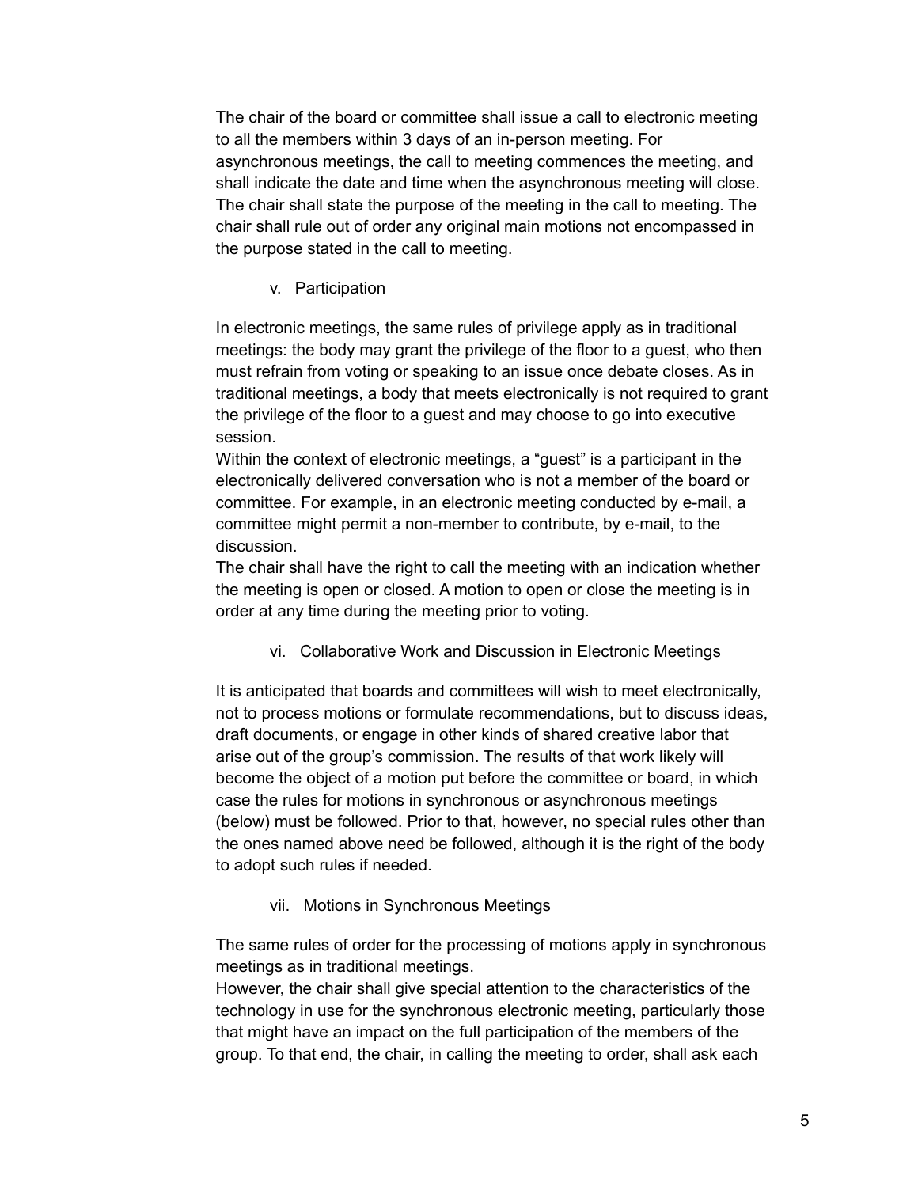The chair of the board or committee shall issue a call to electronic meeting to all the members within 3 days of an in-person meeting. For asynchronous meetings, the call to meeting commences the meeting, and shall indicate the date and time when the asynchronous meeting will close. The chair shall state the purpose of the meeting in the call to meeting. The chair shall rule out of order any original main motions not encompassed in the purpose stated in the call to meeting.

### v. Participation

In electronic meetings, the same rules of privilege apply as in traditional meetings: the body may grant the privilege of the floor to a guest, who then must refrain from voting or speaking to an issue once debate closes. As in traditional meetings, a body that meets electronically is not required to grant the privilege of the floor to a guest and may choose to go into executive session.

Within the context of electronic meetings, a "guest" is a participant in the electronically delivered conversation who is not a member of the board or committee. For example, in an electronic meeting conducted by e-mail, a committee might permit a non-member to contribute, by e-mail, to the discussion.

The chair shall have the right to call the meeting with an indication whether the meeting is open or closed. A motion to open or close the meeting is in order at any time during the meeting prior to voting.

### vi. Collaborative Work and Discussion in Electronic Meetings

It is anticipated that boards and committees will wish to meet electronically, not to process motions or formulate recommendations, but to discuss ideas, draft documents, or engage in other kinds of shared creative labor that arise out of the group's commission. The results of that work likely will become the object of a motion put before the committee or board, in which case the rules for motions in synchronous or asynchronous meetings (below) must be followed. Prior to that, however, no special rules other than the ones named above need be followed, although it is the right of the body to adopt such rules if needed.

### vii. Motions in Synchronous Meetings

The same rules of order for the processing of motions apply in synchronous meetings as in traditional meetings.

However, the chair shall give special attention to the characteristics of the technology in use for the synchronous electronic meeting, particularly those that might have an impact on the full participation of the members of the group. To that end, the chair, in calling the meeting to order, shall ask each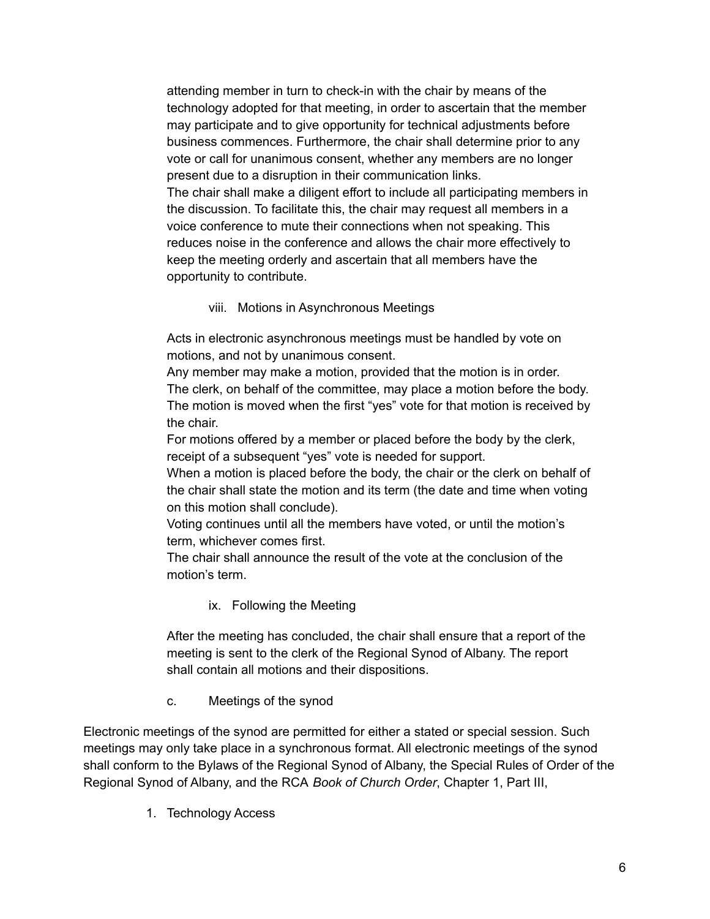attending member in turn to check-in with the chair by means of the technology adopted for that meeting, in order to ascertain that the member may participate and to give opportunity for technical adjustments before business commences. Furthermore, the chair shall determine prior to any vote or call for unanimous consent, whether any members are no longer present due to a disruption in their communication links.

The chair shall make a diligent effort to include all participating members in the discussion. To facilitate this, the chair may request all members in a voice conference to mute their connections when not speaking. This reduces noise in the conference and allows the chair more effectively to keep the meeting orderly and ascertain that all members have the opportunity to contribute.

viii. Motions in Asynchronous Meetings

Acts in electronic asynchronous meetings must be handled by vote on motions, and not by unanimous consent.

Any member may make a motion, provided that the motion is in order.

The clerk, on behalf of the committee, may place a motion before the body.

The motion is moved when the first “yes” vote for that motion is received by the chair.

For motions offered by a member or placed before the body by the clerk, receipt of a subsequent “yes” vote is needed for support.

When a motion is placed before the body, the chair or the clerk on behalf of the chair shall state the motion and its term (the date and time when voting on this motion shall conclude).

Voting continues until all the members have voted, or until the motion’s term, whichever comes first.

The chair shall announce the result of the vote at the conclusion of the motion’s term.

ix. Following the Meeting

After the meeting has concluded, the chair shall ensure that a report of the meeting is sent to the clerk of the Regional Synod of Albany. The report shall contain all motions and their dispositions.

c. Meetings of the synod

Electronic meetings of the synod are permitted for either a stated or special session. Such meetings may only take place in a synchronous format. All electronic meetings of the synod shall conform to the Bylaws of the Regional Synod of Albany, the Special Rules of Order of the Regional Synod of Albany, and the RCA *Book of Church Order*, Chapter 1, Part III,

1. Technology Access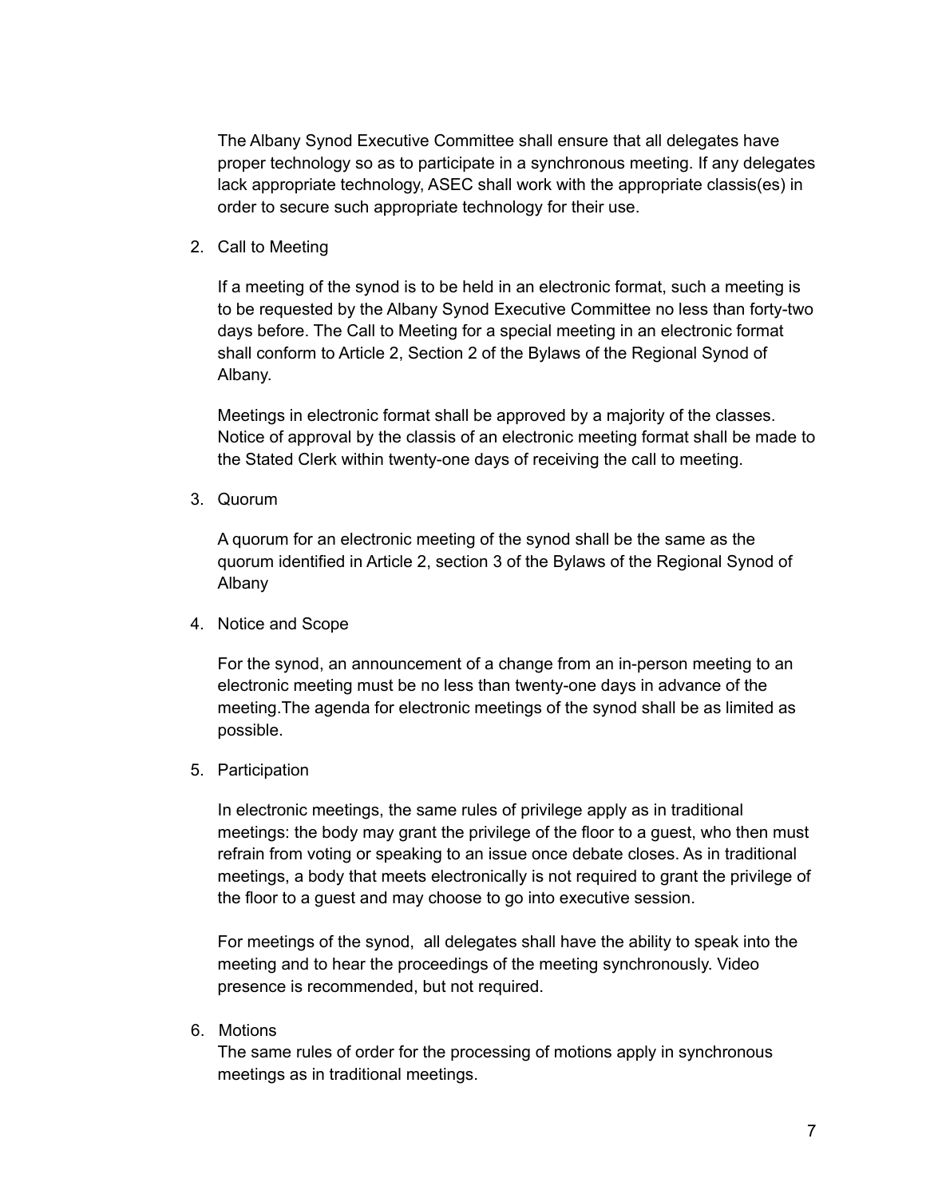The Albany Synod Executive Committee shall ensure that all delegates have proper technology so as to participate in a synchronous meeting. If any delegates lack appropriate technology, ASEC shall work with the appropriate classis(es) in order to secure such appropriate technology for their use.

2. Call to Meeting

   If a meeting of the synod is to be held in an electronic format, such a meeting is to be requested by the Albany Synod Executive Committee no less than forty-two days before. The Call to Meeting for a special meeting in an electronic format shall conform to Article 2, Section 2 of the Bylaws of the Regional Synod of Albany.

   Meetings in electronic format shall be approved by a majority of the classes. Notice of approval by the classis of an electronic meeting format shall be made to the Stated Clerk within twenty-one days of receiving the call to meeting.

3. Quorum

   A quorum for an electronic meeting of the synod shall be the same as the quorum identified in Article 2, section 3 of the Bylaws of the Regional Synod of Albany

4. Notice and Scope

   For the synod, an announcement of a change from an in-person meeting to an electronic meeting must be no less than twenty-one days in advance of the meeting.The agenda for electronic meetings of the synod shall be as limited as possible.

5. Participation

   In electronic meetings, the same rules of privilege apply as in traditional meetings: the body may grant the privilege of the floor to a guest, who then must refrain from voting or speaking to an issue once debate closes. As in traditional meetings, a body that meets electronically is not required to grant the privilege of the floor to a guest and may choose to go into executive session.

   For meetings of the synod, all delegates shall have the ability to speak into the meeting and to hear the proceedings of the meeting synchronously. Video presence is recommended, but not required.

6. Motions

   The same rules of order for the processing of motions apply in synchronous meetings as in traditional meetings.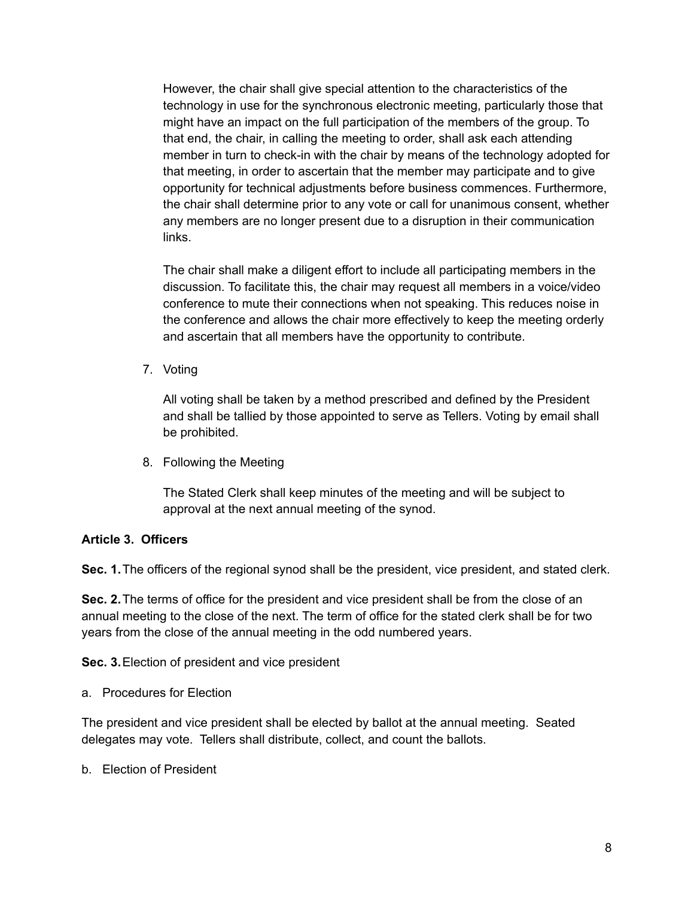However, the chair shall give special attention to the characteristics of the technology in use for the synchronous electronic meeting, particularly those that might have an impact on the full participation of the members of the group. To that end, the chair, in calling the meeting to order, shall ask each attending member in turn to check-in with the chair by means of the technology adopted for that meeting, in order to ascertain that the member may participate and to give opportunity for technical adjustments before business commences. Furthermore, the chair shall determine prior to any vote or call for unanimous consent, whether any members are no longer present due to a disruption in their communication links.

The chair shall make a diligent effort to include all participating members in the discussion. To facilitate this, the chair may request all members in a voice/video conference to mute their connections when not speaking. This reduces noise in the conference and allows the chair more effectively to keep the meeting orderly and ascertain that all members have the opportunity to contribute.

7. Voting

   All voting shall be taken by a method prescribed and defined by the President and shall be tallied by those appointed to serve as Tellers. Voting by email shall be prohibited.

8. Following the Meeting

   The Stated Clerk shall keep minutes of the meeting and will be subject to approval at the next annual meeting of the synod.

**Article 3. Officers**

**Sec. 1.** The officers of the regional synod shall be the president, vice president, and stated clerk.

**Sec. 2.** The terms of office for the president and vice president shall be from the close of an annual meeting to the close of the next. The term of office for the stated clerk shall be for two years from the close of the annual meeting in the odd numbered years.

**Sec. 3.** Election of president and vice president

a. Procedures for Election

The president and vice president shall be elected by ballot at the annual meeting. Seated delegates may vote. Tellers shall distribute, collect, and count the ballots.

b. Election of President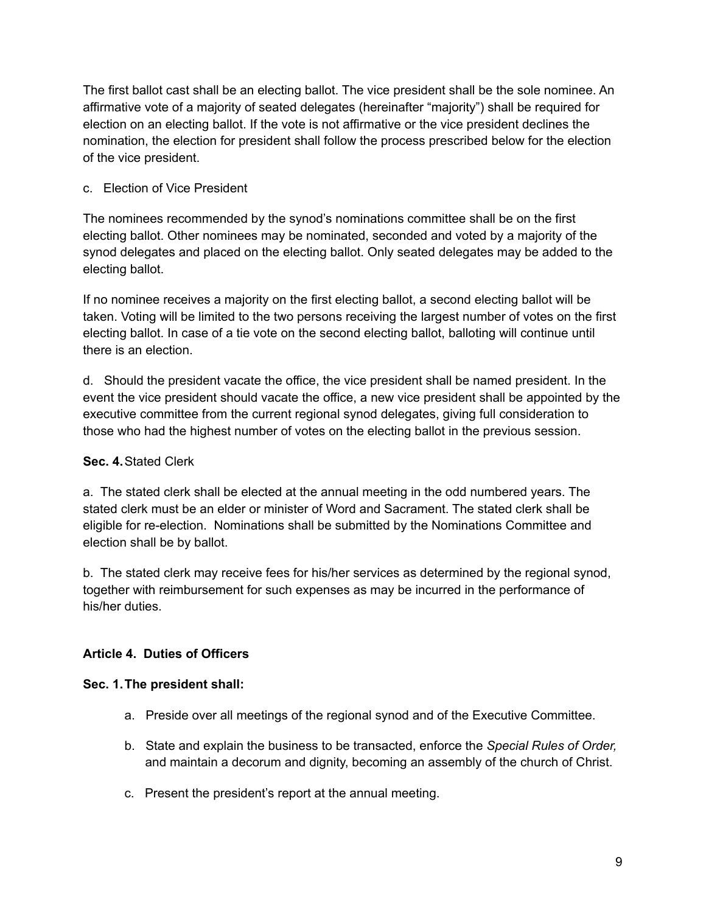The first ballot cast shall be an electing ballot. The vice president shall be the sole nominee. An affirmative vote of a majority of seated delegates (hereinafter "majority") shall be required for election on an electing ballot. If the vote is not affirmative or the vice president declines the nomination, the election for president shall follow the process prescribed below for the election of the vice president.

c. Election of Vice President

The nominees recommended by the synod's nominations committee shall be on the first electing ballot. Other nominees may be nominated, seconded and voted by a majority of the synod delegates and placed on the electing ballot. Only seated delegates may be added to the electing ballot.

If no nominee receives a majority on the first electing ballot, a second electing ballot will be taken. Voting will be limited to the two persons receiving the largest number of votes on the first electing ballot. In case of a tie vote on the second electing ballot, balloting will continue until there is an election.

d. Should the president vacate the office, the vice president shall be named president. In the event the vice president should vacate the office, a new vice president shall be appointed by the executive committee from the current regional synod delegates, giving full consideration to those who had the highest number of votes on the electing ballot in the previous session.

**Sec. 4.** Stated Clerk

a. The stated clerk shall be elected at the annual meeting in the odd numbered years. The stated clerk must be an elder or minister of Word and Sacrament. The stated clerk shall be eligible for re-election. Nominations shall be submitted by the Nominations Committee and election shall be by ballot.

b. The stated clerk may receive fees for his/her services as determined by the regional synod, together with reimbursement for such expenses as may be incurred in the performance of his/her duties.

### Article 4. Duties of Officers

**Sec. 1. The president shall:**

a. Preside over all meetings of the regional synod and of the Executive Committee.

b. State and explain the business to be transacted, enforce the *Special Rules of Order,* and maintain a decorum and dignity, becoming an assembly of the church of Christ.

c. Present the president's report at the annual meeting.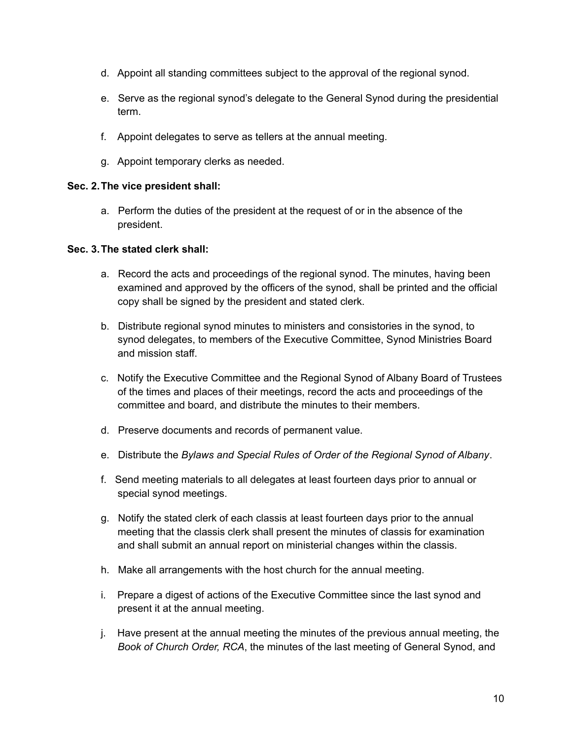d. Appoint all standing committees subject to the approval of the regional synod.

e. Serve as the regional synod's delegate to the General Synod during the presidential term.

f. Appoint delegates to serve as tellers at the annual meeting.

g. Appoint temporary clerks as needed.

**Sec. 2. The vice president shall:**

a. Perform the duties of the president at the request of or in the absence of the president.

**Sec. 3. The stated clerk shall:**

a. Record the acts and proceedings of the regional synod. The minutes, having been examined and approved by the officers of the synod, shall be printed and the official copy shall be signed by the president and stated clerk.

b. Distribute regional synod minutes to ministers and consistories in the synod, to synod delegates, to members of the Executive Committee, Synod Ministries Board and mission staff.

c. Notify the Executive Committee and the Regional Synod of Albany Board of Trustees of the times and places of their meetings, record the acts and proceedings of the committee and board, and distribute the minutes to their members.

d. Preserve documents and records of permanent value.

e. Distribute the *Bylaws and Special Rules of Order of the Regional Synod of Albany*.

f. Send meeting materials to all delegates at least fourteen days prior to annual or special synod meetings.

g. Notify the stated clerk of each classis at least fourteen days prior to the annual meeting that the classis clerk shall present the minutes of classis for examination and shall submit an annual report on ministerial changes within the classis.

h. Make all arrangements with the host church for the annual meeting.

i. Prepare a digest of actions of the Executive Committee since the last synod and present it at the annual meeting.

j. Have present at the annual meeting the minutes of the previous annual meeting, the *Book of Church Order, RCA*, the minutes of the last meeting of General Synod, and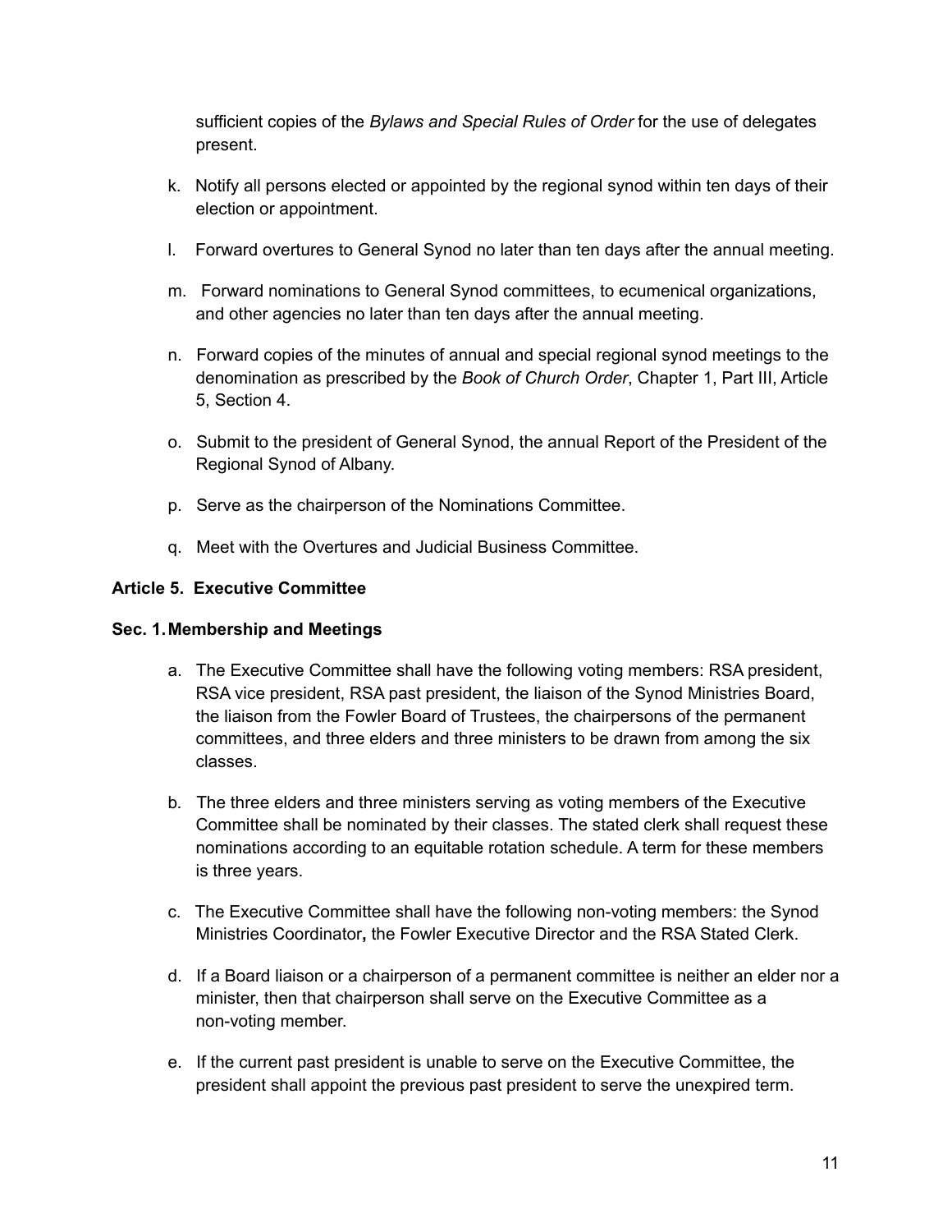sufficient copies of the *Bylaws and Special Rules of Order* for the use of delegates present.

k. Notify all persons elected or appointed by the regional synod within ten days of their election or appointment.

l. Forward overtures to General Synod no later than ten days after the annual meeting.

m. Forward nominations to General Synod committees, to ecumenical organizations, and other agencies no later than ten days after the annual meeting.

n. Forward copies of the minutes of annual and special regional synod meetings to the denomination as prescribed by the *Book of Church Order*, Chapter 1, Part III, Article 5, Section 4.

o. Submit to the president of General Synod, the annual Report of the President of the Regional Synod of Albany.

p. Serve as the chairperson of the Nominations Committee.

q. Meet with the Overtures and Judicial Business Committee.

**Article 5. Executive Committee**

**Sec. 1. Membership and Meetings**

a. The Executive Committee shall have the following voting members: RSA president, RSA vice president, RSA past president, the liaison of the Synod Ministries Board, the liaison from the Fowler Board of Trustees, the chairpersons of the permanent committees, and three elders and three ministers to be drawn from among the six classes.

b. The three elders and three ministers serving as voting members of the Executive Committee shall be nominated by their classes. The stated clerk shall request these nominations according to an equitable rotation schedule. A term for these members is three years.

c. The Executive Committee shall have the following non-voting members: the Synod Ministries Coordinator**,** the Fowler Executive Director and the RSA Stated Clerk.

d. If a Board liaison or a chairperson of a permanent committee is neither an elder nor a minister, then that chairperson shall serve on the Executive Committee as a non-voting member.

e. If the current past president is unable to serve on the Executive Committee, the president shall appoint the previous past president to serve the unexpired term.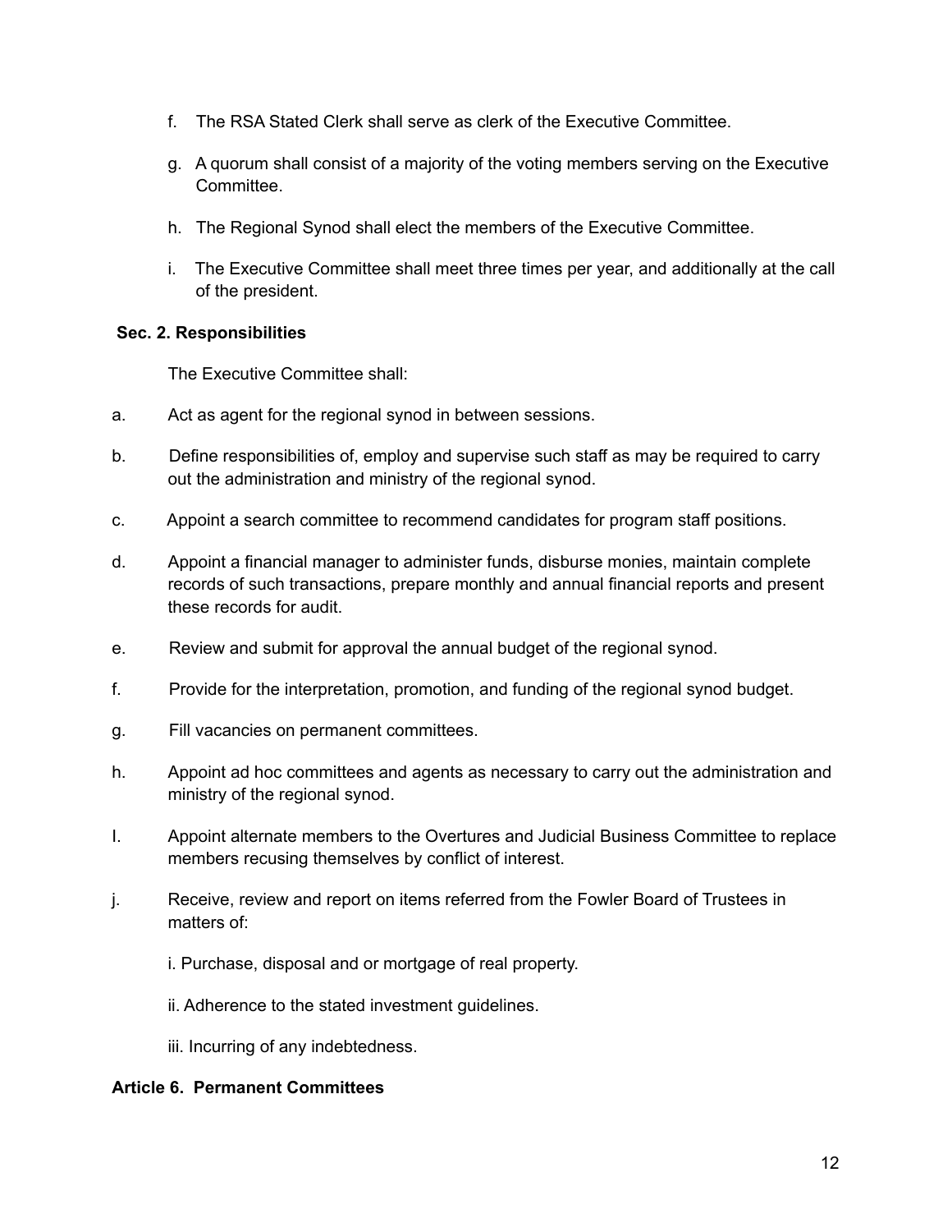f. The RSA Stated Clerk shall serve as clerk of the Executive Committee.

g. A quorum shall consist of a majority of the voting members serving on the Executive Committee.

h. The Regional Synod shall elect the members of the Executive Committee.

i. The Executive Committee shall meet three times per year, and additionally at the call of the president.

**Sec. 2. Responsibilities**

The Executive Committee shall:

a. Act as agent for the regional synod in between sessions.

b. Define responsibilities of, employ and supervise such staff as may be required to carry out the administration and ministry of the regional synod.

c. Appoint a search committee to recommend candidates for program staff positions.

d. Appoint a financial manager to administer funds, disburse monies, maintain complete records of such transactions, prepare monthly and annual financial reports and present these records for audit.

e. Review and submit for approval the annual budget of the regional synod.

f. Provide for the interpretation, promotion, and funding of the regional synod budget.

g. Fill vacancies on permanent committees.

h. Appoint ad hoc committees and agents as necessary to carry out the administration and ministry of the regional synod.

I. Appoint alternate members to the Overtures and Judicial Business Committee to replace members recusing themselves by conflict of interest.

j. Receive, review and report on items referred from the Fowler Board of Trustees in matters of:

i. Purchase, disposal and or mortgage of real property.

ii. Adherence to the stated investment guidelines.

iii. Incurring of any indebtedness.

**Article 6. Permanent Committees**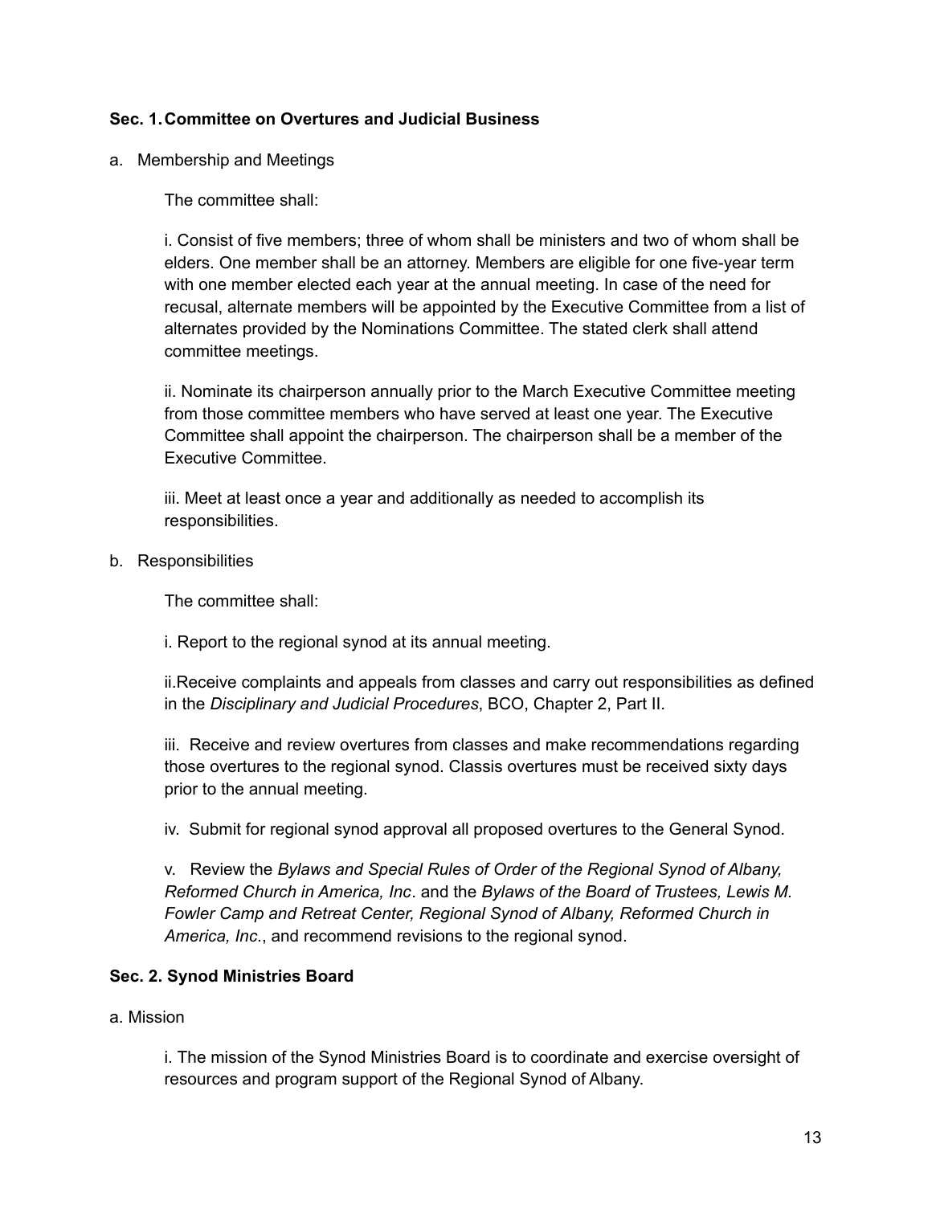**Sec. 1. Committee on Overtures and Judicial Business**

a. Membership and Meetings

The committee shall:

i. Consist of five members; three of whom shall be ministers and two of whom shall be elders. One member shall be an attorney. Members are eligible for one five-year term with one member elected each year at the annual meeting. In case of the need for recusal, alternate members will be appointed by the Executive Committee from a list of alternates provided by the Nominations Committee. The stated clerk shall attend committee meetings.

ii. Nominate its chairperson annually prior to the March Executive Committee meeting from those committee members who have served at least one year. The Executive Committee shall appoint the chairperson. The chairperson shall be a member of the Executive Committee.

iii. Meet at least once a year and additionally as needed to accomplish its responsibilities.

b. Responsibilities

The committee shall:

i. Report to the regional synod at its annual meeting.

ii.Receive complaints and appeals from classes and carry out responsibilities as defined in the *Disciplinary and Judicial Procedures*, BCO, Chapter 2, Part II.

iii. Receive and review overtures from classes and make recommendations regarding those overtures to the regional synod. Classis overtures must be received sixty days prior to the annual meeting.

iv. Submit for regional synod approval all proposed overtures to the General Synod.

v. Review the *Bylaws and Special Rules of Order of the Regional Synod of Albany, Reformed Church in America, Inc*. and the *Bylaws of the Board of Trustees, Lewis M. Fowler Camp and Retreat Center, Regional Synod of Albany, Reformed Church in America, Inc*., and recommend revisions to the regional synod.

**Sec. 2. Synod Ministries Board**

a. Mission

i. The mission of the Synod Ministries Board is to coordinate and exercise oversight of resources and program support of the Regional Synod of Albany.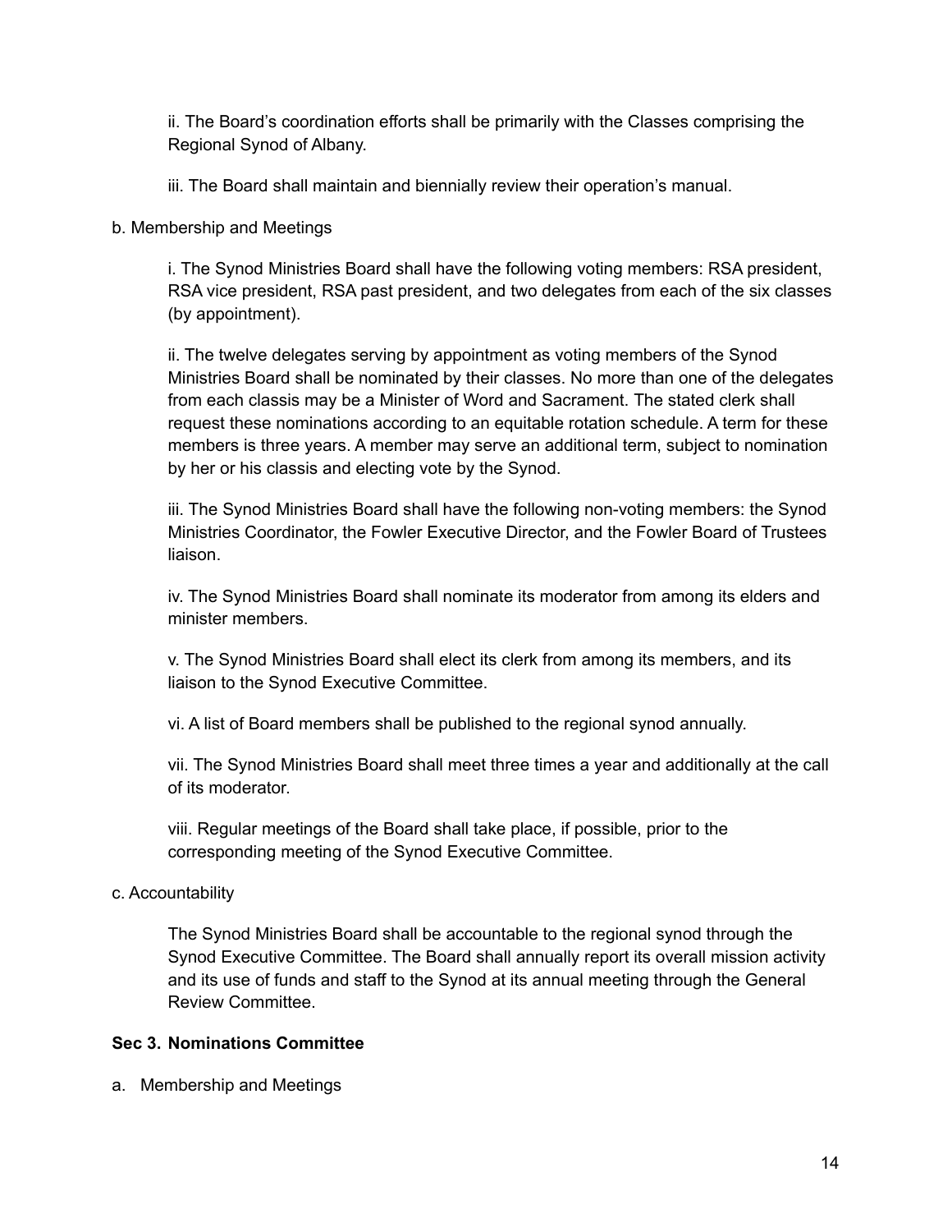ii. The Board's coordination efforts shall be primarily with the Classes comprising the Regional Synod of Albany.

iii. The Board shall maintain and biennially review their operation's manual.

b. Membership and Meetings

i. The Synod Ministries Board shall have the following voting members: RSA president, RSA vice president, RSA past president, and two delegates from each of the six classes (by appointment).

ii. The twelve delegates serving by appointment as voting members of the Synod Ministries Board shall be nominated by their classes. No more than one of the delegates from each classis may be a Minister of Word and Sacrament. The stated clerk shall request these nominations according to an equitable rotation schedule. A term for these members is three years. A member may serve an additional term, subject to nomination by her or his classis and electing vote by the Synod.

iii. The Synod Ministries Board shall have the following non-voting members: the Synod Ministries Coordinator, the Fowler Executive Director, and the Fowler Board of Trustees liaison.

iv. The Synod Ministries Board shall nominate its moderator from among its elders and minister members.

v. The Synod Ministries Board shall elect its clerk from among its members, and its liaison to the Synod Executive Committee.

vi. A list of Board members shall be published to the regional synod annually.

vii. The Synod Ministries Board shall meet three times a year and additionally at the call of its moderator.

viii. Regular meetings of the Board shall take place, if possible, prior to the corresponding meeting of the Synod Executive Committee.

c. Accountability

The Synod Ministries Board shall be accountable to the regional synod through the Synod Executive Committee. The Board shall annually report its overall mission activity and its use of funds and staff to the Synod at its annual meeting through the General Review Committee.

**Sec 3. Nominations Committee**

a. Membership and Meetings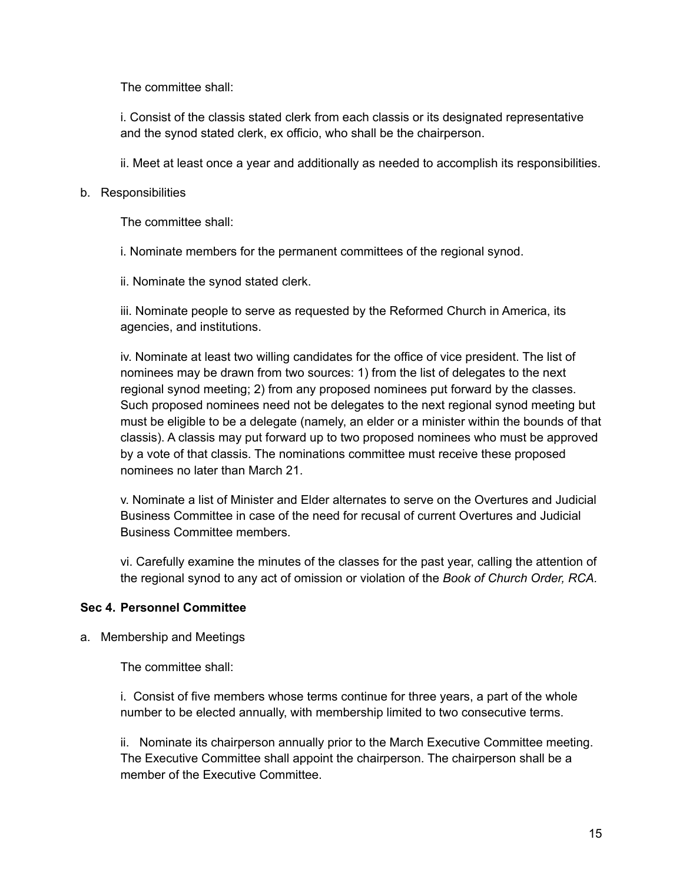The committee shall:

i. Consist of the classis stated clerk from each classis or its designated representative and the synod stated clerk, ex officio, who shall be the chairperson.

ii. Meet at least once a year and additionally as needed to accomplish its responsibilities.

b. Responsibilities

The committee shall:

i. Nominate members for the permanent committees of the regional synod.

ii. Nominate the synod stated clerk.

iii. Nominate people to serve as requested by the Reformed Church in America, its agencies, and institutions.

iv. Nominate at least two willing candidates for the office of vice president. The list of nominees may be drawn from two sources: 1) from the list of delegates to the next regional synod meeting; 2) from any proposed nominees put forward by the classes. Such proposed nominees need not be delegates to the next regional synod meeting but must be eligible to be a delegate (namely, an elder or a minister within the bounds of that classis). A classis may put forward up to two proposed nominees who must be approved by a vote of that classis. The nominations committee must receive these proposed nominees no later than March 21.

v. Nominate a list of Minister and Elder alternates to serve on the Overtures and Judicial Business Committee in case of the need for recusal of current Overtures and Judicial Business Committee members.

vi. Carefully examine the minutes of the classes for the past year, calling the attention of the regional synod to any act of omission or violation of the *Book of Church Order, RCA.*

**Sec 4. Personnel Committee**

a. Membership and Meetings

The committee shall:

i. Consist of five members whose terms continue for three years, a part of the whole number to be elected annually, with membership limited to two consecutive terms.

ii. Nominate its chairperson annually prior to the March Executive Committee meeting. The Executive Committee shall appoint the chairperson. The chairperson shall be a member of the Executive Committee.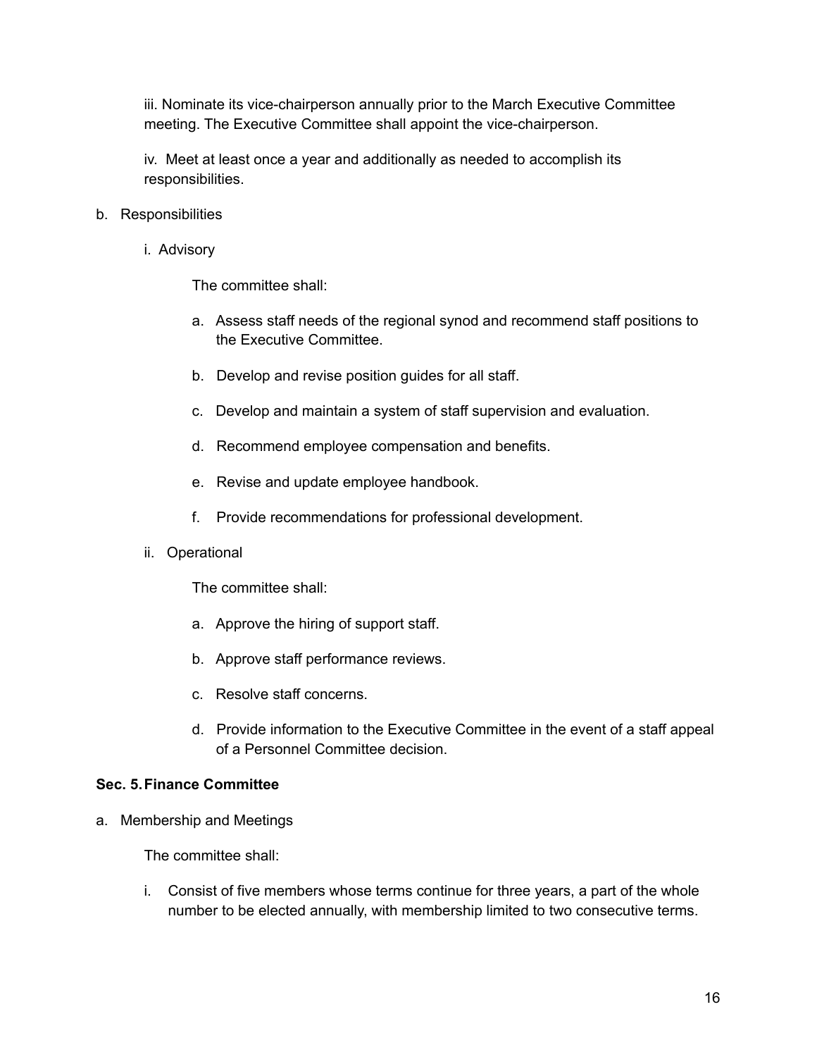iii. Nominate its vice-chairperson annually prior to the March Executive Committee meeting. The Executive Committee shall appoint the vice-chairperson.

iv. Meet at least once a year and additionally as needed to accomplish its responsibilities.

b. Responsibilities

   i. Advisory

      The committee shall:

      a. Assess staff needs of the regional synod and recommend staff positions to the Executive Committee.

      b. Develop and revise position guides for all staff.

      c. Develop and maintain a system of staff supervision and evaluation.

      d. Recommend employee compensation and benefits.

      e. Revise and update employee handbook.

      f. Provide recommendations for professional development.

   ii. Operational

      The committee shall:

      a. Approve the hiring of support staff.

      b. Approve staff performance reviews.

      c. Resolve staff concerns.

      d. Provide information to the Executive Committee in the event of a staff appeal of a Personnel Committee decision.

**Sec. 5. Finance Committee**

a. Membership and Meetings

   The committee shall:

   i. Consist of five members whose terms continue for three years, a part of the whole number to be elected annually, with membership limited to two consecutive terms.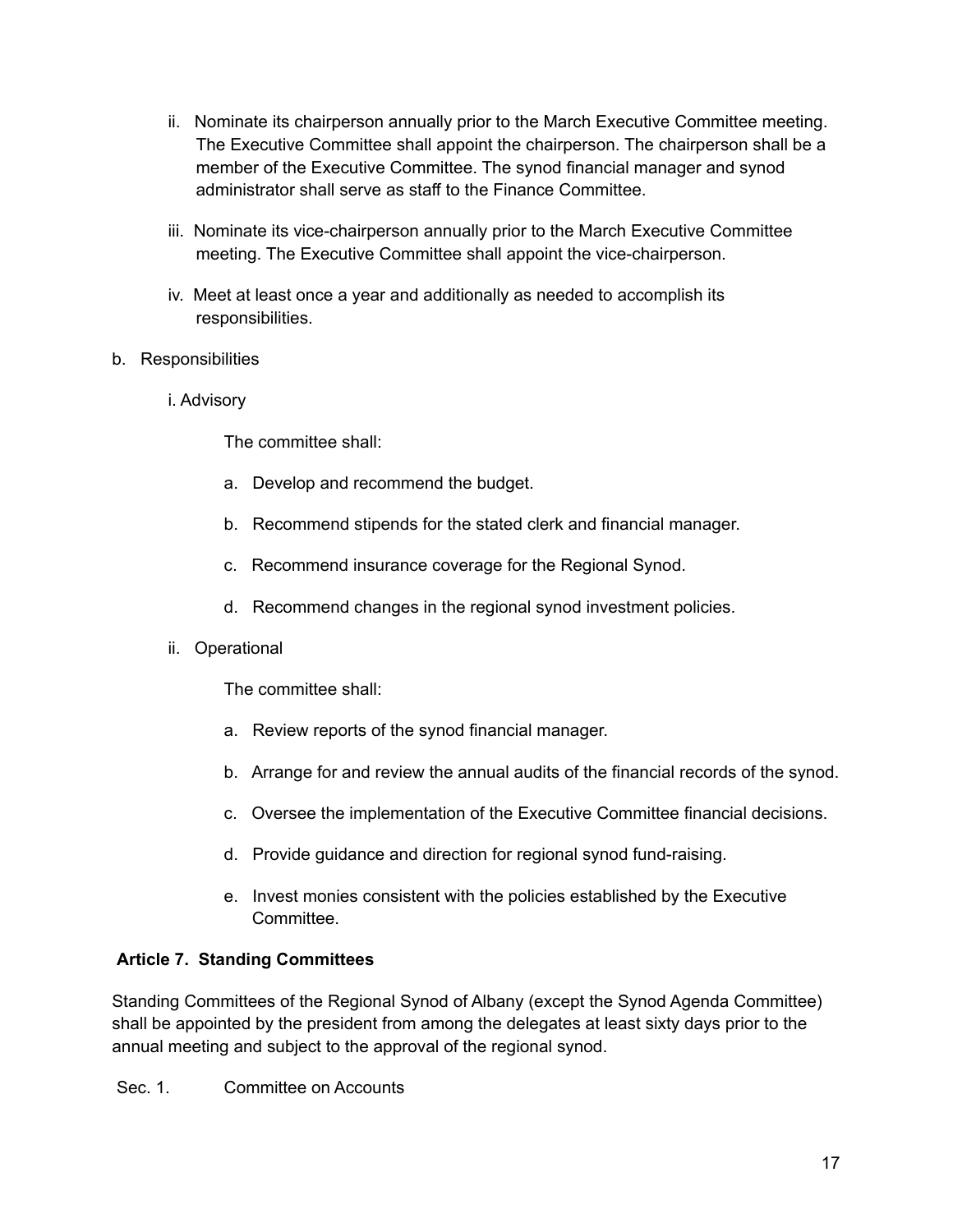ii. Nominate its chairperson annually prior to the March Executive Committee meeting. The Executive Committee shall appoint the chairperson. The chairperson shall be a member of the Executive Committee. The synod financial manager and synod administrator shall serve as staff to the Finance Committee.

iii. Nominate its vice-chairperson annually prior to the March Executive Committee meeting. The Executive Committee shall appoint the vice-chairperson.

iv. Meet at least once a year and additionally as needed to accomplish its responsibilities.

b. Responsibilities

i. Advisory

The committee shall:

a. Develop and recommend the budget.

b. Recommend stipends for the stated clerk and financial manager.

c. Recommend insurance coverage for the Regional Synod.

d. Recommend changes in the regional synod investment policies.

ii. Operational

The committee shall:

a. Review reports of the synod financial manager.

b. Arrange for and review the annual audits of the financial records of the synod.

c. Oversee the implementation of the Executive Committee financial decisions.

d. Provide guidance and direction for regional synod fund-raising.

e. Invest monies consistent with the policies established by the Executive Committee.

**Article 7. Standing Committees**

Standing Committees of the Regional Synod of Albany (except the Synod Agenda Committee) shall be appointed by the president from among the delegates at least sixty days prior to the annual meeting and subject to the approval of the regional synod.

Sec. 1. Committee on Accounts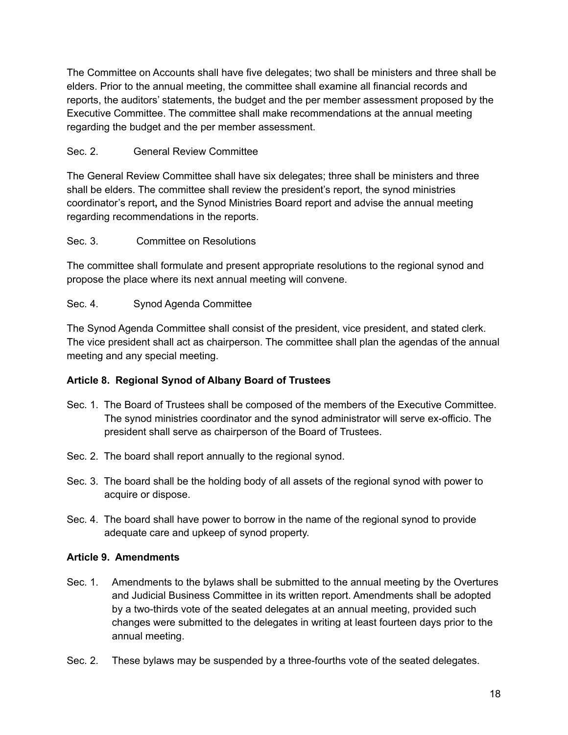The Committee on Accounts shall have five delegates; two shall be ministers and three shall be elders. Prior to the annual meeting, the committee shall examine all financial records and reports, the auditors' statements, the budget and the per member assessment proposed by the Executive Committee. The committee shall make recommendations at the annual meeting regarding the budget and the per member assessment.

Sec. 2. General Review Committee

The General Review Committee shall have six delegates; three shall be ministers and three shall be elders. The committee shall review the president's report, the synod ministries coordinator's report**,** and the Synod Ministries Board report and advise the annual meeting regarding recommendations in the reports.

Sec. 3. Committee on Resolutions

The committee shall formulate and present appropriate resolutions to the regional synod and propose the place where its next annual meeting will convene.

Sec. 4. Synod Agenda Committee

The Synod Agenda Committee shall consist of the president, vice president, and stated clerk. The vice president shall act as chairperson. The committee shall plan the agendas of the annual meeting and any special meeting.

**Article 8. Regional Synod of Albany Board of Trustees**

Sec. 1. The Board of Trustees shall be composed of the members of the Executive Committee. The synod ministries coordinator and the synod administrator will serve ex-officio. The president shall serve as chairperson of the Board of Trustees.

Sec. 2. The board shall report annually to the regional synod.

Sec. 3. The board shall be the holding body of all assets of the regional synod with power to acquire or dispose.

Sec. 4. The board shall have power to borrow in the name of the regional synod to provide adequate care and upkeep of synod property.

**Article 9. Amendments**

Sec. 1. Amendments to the bylaws shall be submitted to the annual meeting by the Overtures and Judicial Business Committee in its written report. Amendments shall be adopted by a two-thirds vote of the seated delegates at an annual meeting, provided such changes were submitted to the delegates in writing at least fourteen days prior to the annual meeting.

Sec. 2. These bylaws may be suspended by a three-fourths vote of the seated delegates.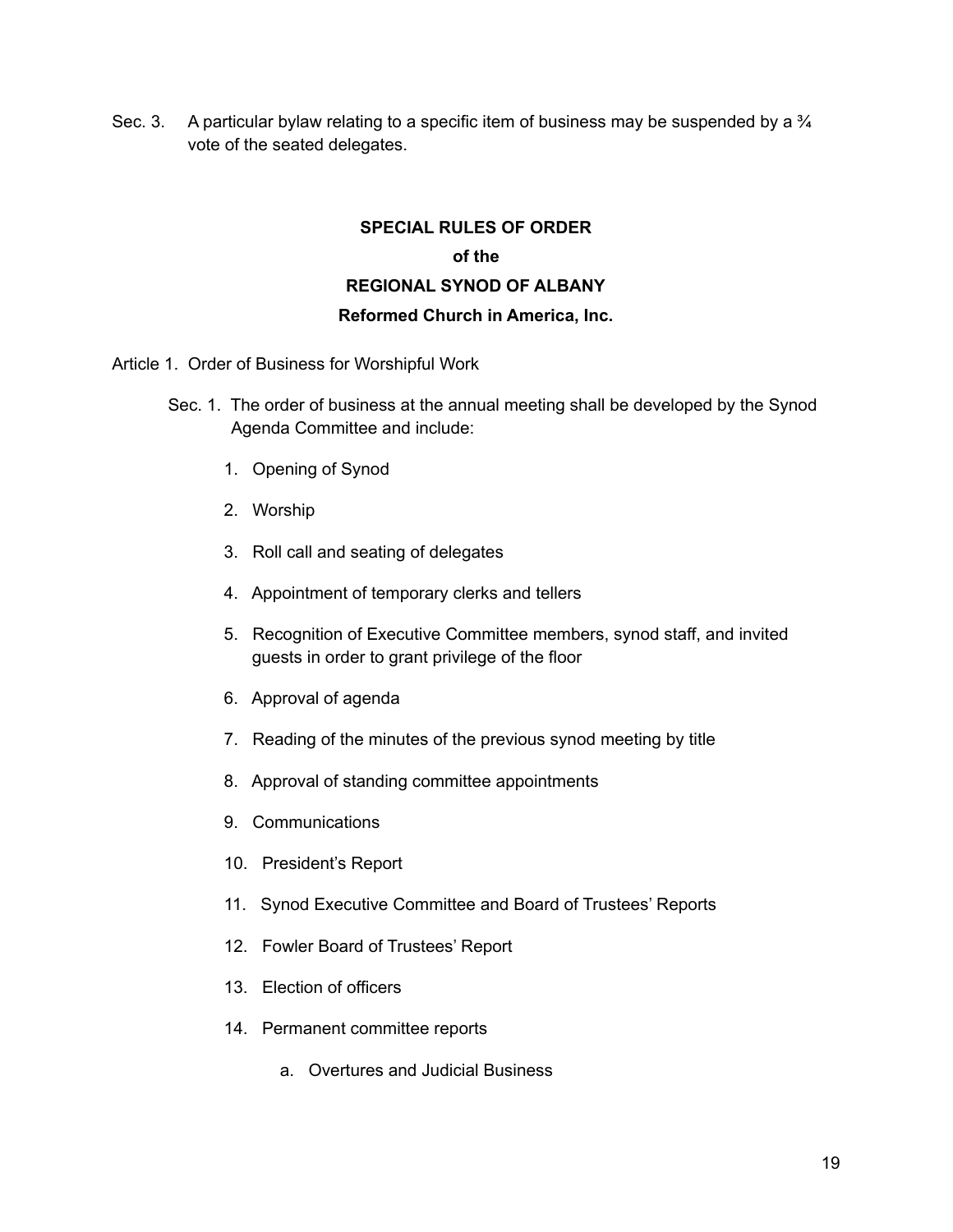Sec. 3. A particular bylaw relating to a specific item of business may be suspended by a ¾ vote of the seated delegates.

## SPECIAL RULES OF ORDER
## of the
## REGIONAL SYNOD OF ALBANY
## Reformed Church in America, Inc.

Article 1. Order of Business for Worshipful Work

Sec. 1. The order of business at the annual meeting shall be developed by the Synod Agenda Committee and include:

1. Opening of Synod
2. Worship
3. Roll call and seating of delegates
4. Appointment of temporary clerks and tellers
5. Recognition of Executive Committee members, synod staff, and invited guests in order to grant privilege of the floor
6. Approval of agenda
7. Reading of the minutes of the previous synod meeting by title
8. Approval of standing committee appointments
9. Communications
10. President's Report
11. Synod Executive Committee and Board of Trustees' Reports
12. Fowler Board of Trustees' Report
13. Election of officers
14. Permanent committee reports
    a. Overtures and Judicial Business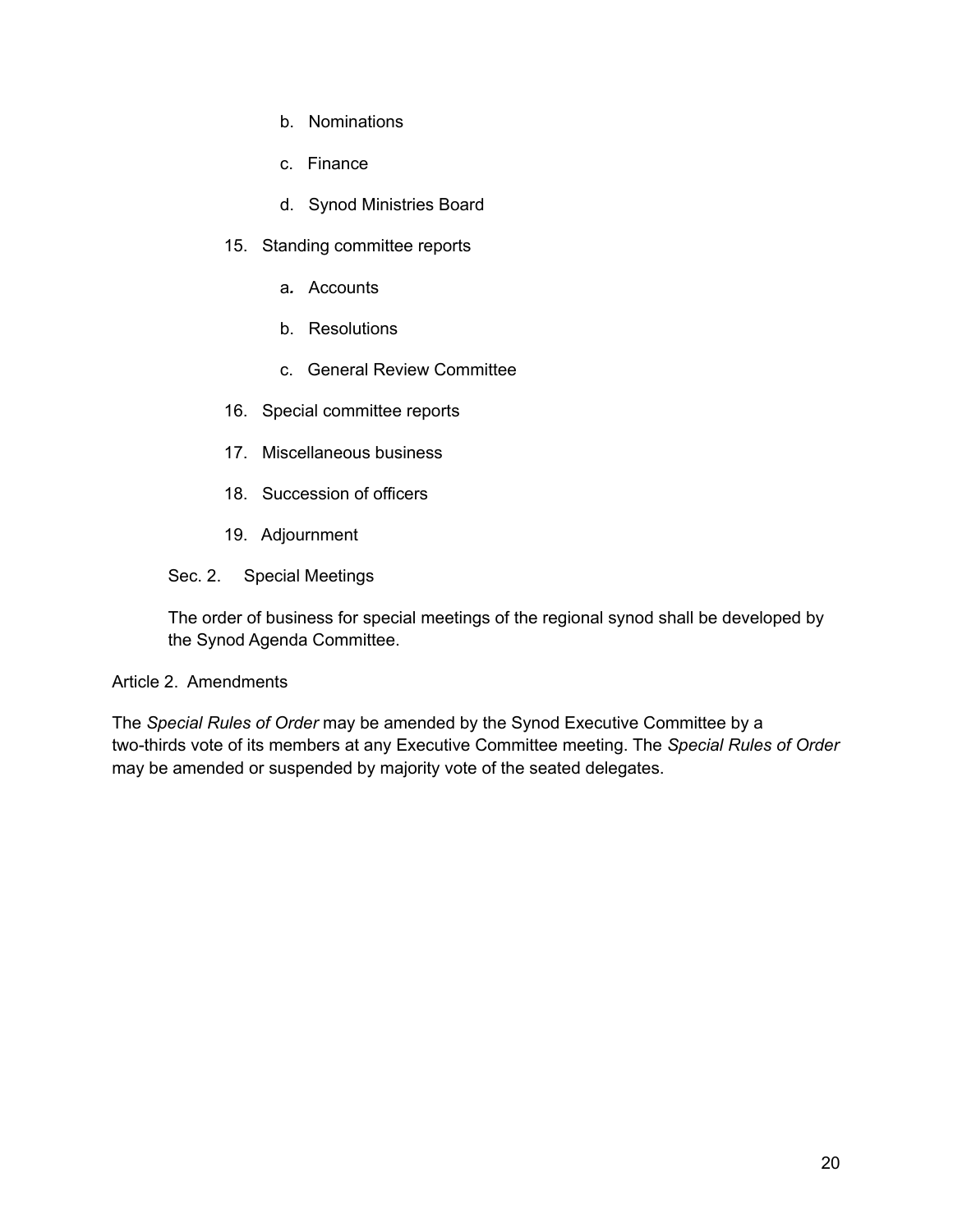b. Nominations

   c. Finance

   d. Synod Ministries Board

15. Standing committee reports

   a. Accounts

   b. Resolutions

   c. General Review Committee

16. Special committee reports

17. Miscellaneous business

18. Succession of officers

19. Adjournment

Sec. 2. Special Meetings

The order of business for special meetings of the regional synod shall be developed by the Synod Agenda Committee.

Article 2. Amendments

The *Special Rules of Order* may be amended by the Synod Executive Committee by a two-thirds vote of its members at any Executive Committee meeting. The *Special Rules of Order* may be amended or suspended by majority vote of the seated delegates.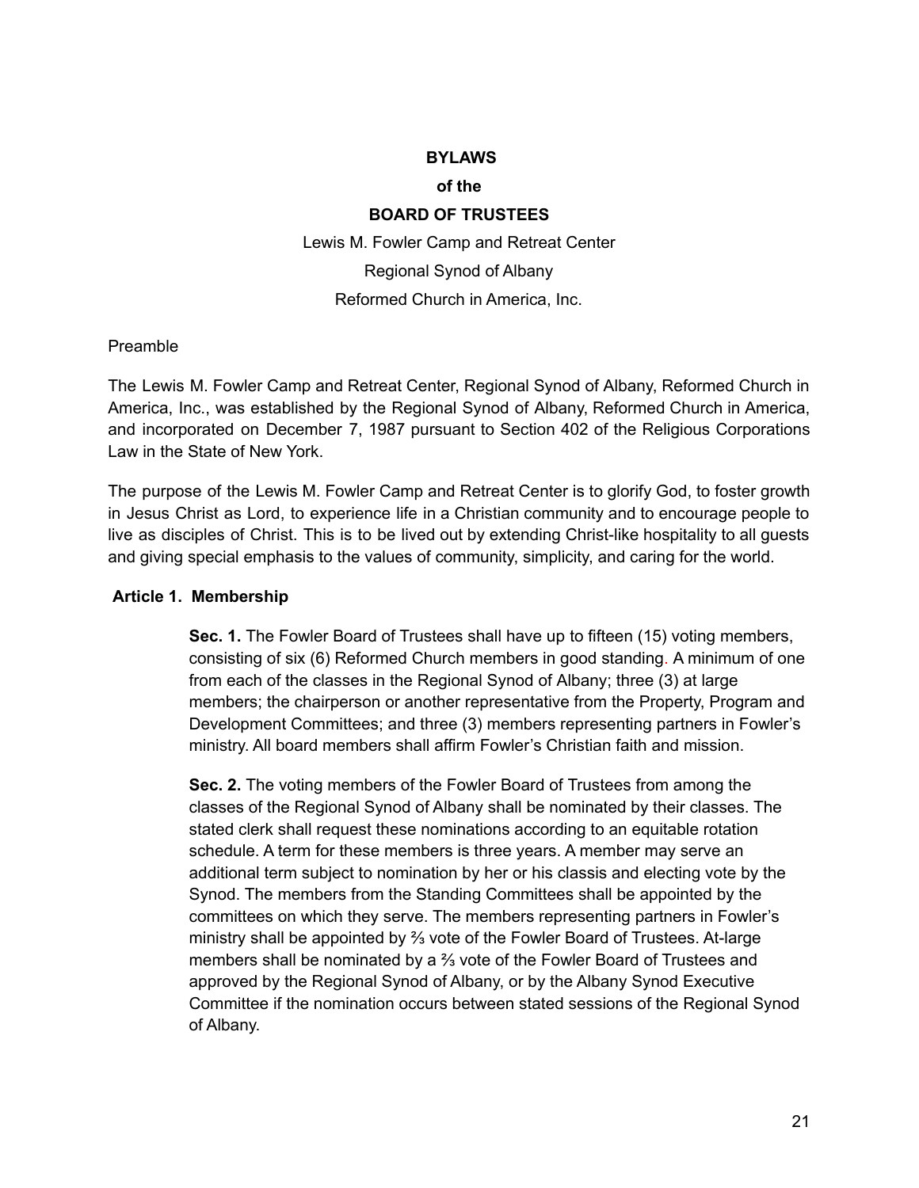**BYLAWS**

**of the**

**BOARD OF TRUSTEES**

Lewis M. Fowler Camp and Retreat Center

Regional Synod of Albany

Reformed Church in America, Inc.

Preamble

The Lewis M. Fowler Camp and Retreat Center, Regional Synod of Albany, Reformed Church in America, Inc., was established by the Regional Synod of Albany, Reformed Church in America, and incorporated on December 7, 1987 pursuant to Section 402 of the Religious Corporations Law in the State of New York.

The purpose of the Lewis M. Fowler Camp and Retreat Center is to glorify God, to foster growth in Jesus Christ as Lord, to experience life in a Christian community and to encourage people to live as disciples of Christ. This is to be lived out by extending Christ-like hospitality to all guests and giving special emphasis to the values of community, simplicity, and caring for the world.

**Article 1. Membership**

**Sec. 1.** The Fowler Board of Trustees shall have up to fifteen (15) voting members, consisting of six (6) Reformed Church members in good standing. A minimum of one from each of the classes in the Regional Synod of Albany; three (3) at large members; the chairperson or another representative from the Property, Program and Development Committees; and three (3) members representing partners in Fowler's ministry. All board members shall affirm Fowler's Christian faith and mission.

**Sec. 2.** The voting members of the Fowler Board of Trustees from among the classes of the Regional Synod of Albany shall be nominated by their classes. The stated clerk shall request these nominations according to an equitable rotation schedule. A term for these members is three years. A member may serve an additional term subject to nomination by her or his classis and electing vote by the Synod. The members from the Standing Committees shall be appointed by the committees on which they serve. The members representing partners in Fowler's ministry shall be appointed by ⅔ vote of the Fowler Board of Trustees. At-large members shall be nominated by a ⅔ vote of the Fowler Board of Trustees and approved by the Regional Synod of Albany, or by the Albany Synod Executive Committee if the nomination occurs between stated sessions of the Regional Synod of Albany.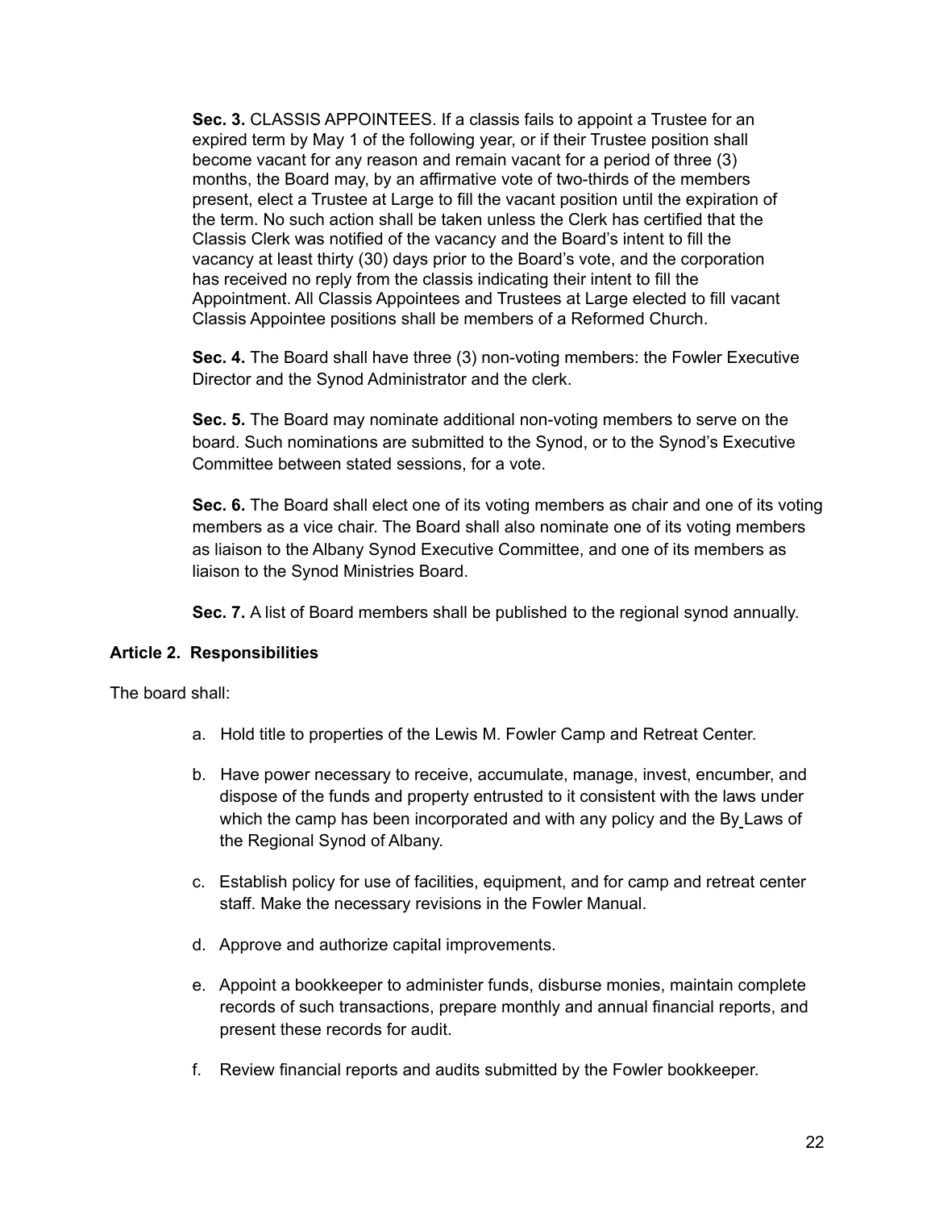**Sec. 3.** CLASSIS APPOINTEES. If a classis fails to appoint a Trustee for an expired term by May 1 of the following year, or if their Trustee position shall become vacant for any reason and remain vacant for a period of three (3) months, the Board may, by an affirmative vote of two-thirds of the members present, elect a Trustee at Large to fill the vacant position until the expiration of the term. No such action shall be taken unless the Clerk has certified that the Classis Clerk was notified of the vacancy and the Board's intent to fill the vacancy at least thirty (30) days prior to the Board's vote, and the corporation has received no reply from the classis indicating their intent to fill the Appointment. All Classis Appointees and Trustees at Large elected to fill vacant Classis Appointee positions shall be members of a Reformed Church.

**Sec. 4.** The Board shall have three (3) non-voting members: the Fowler Executive Director and the Synod Administrator and the clerk.

**Sec. 5.** The Board may nominate additional non-voting members to serve on the board. Such nominations are submitted to the Synod, or to the Synod's Executive Committee between stated sessions, for a vote.

**Sec. 6.** The Board shall elect one of its voting members as chair and one of its voting members as a vice chair. The Board shall also nominate one of its voting members as liaison to the Albany Synod Executive Committee, and one of its members as liaison to the Synod Ministries Board.

**Sec. 7.** A list of Board members shall be published to the regional synod annually.

**Article 2. Responsibilities**

The board shall:

a. Hold title to properties of the Lewis M. Fowler Camp and Retreat Center.

b. Have power necessary to receive, accumulate, manage, invest, encumber, and dispose of the funds and property entrusted to it consistent with the laws under which the camp has been incorporated and with any policy and the By Laws of the Regional Synod of Albany.

c. Establish policy for use of facilities, equipment, and for camp and retreat center staff. Make the necessary revisions in the Fowler Manual.

d. Approve and authorize capital improvements.

e. Appoint a bookkeeper to administer funds, disburse monies, maintain complete records of such transactions, prepare monthly and annual financial reports, and present these records for audit.

f. Review financial reports and audits submitted by the Fowler bookkeeper.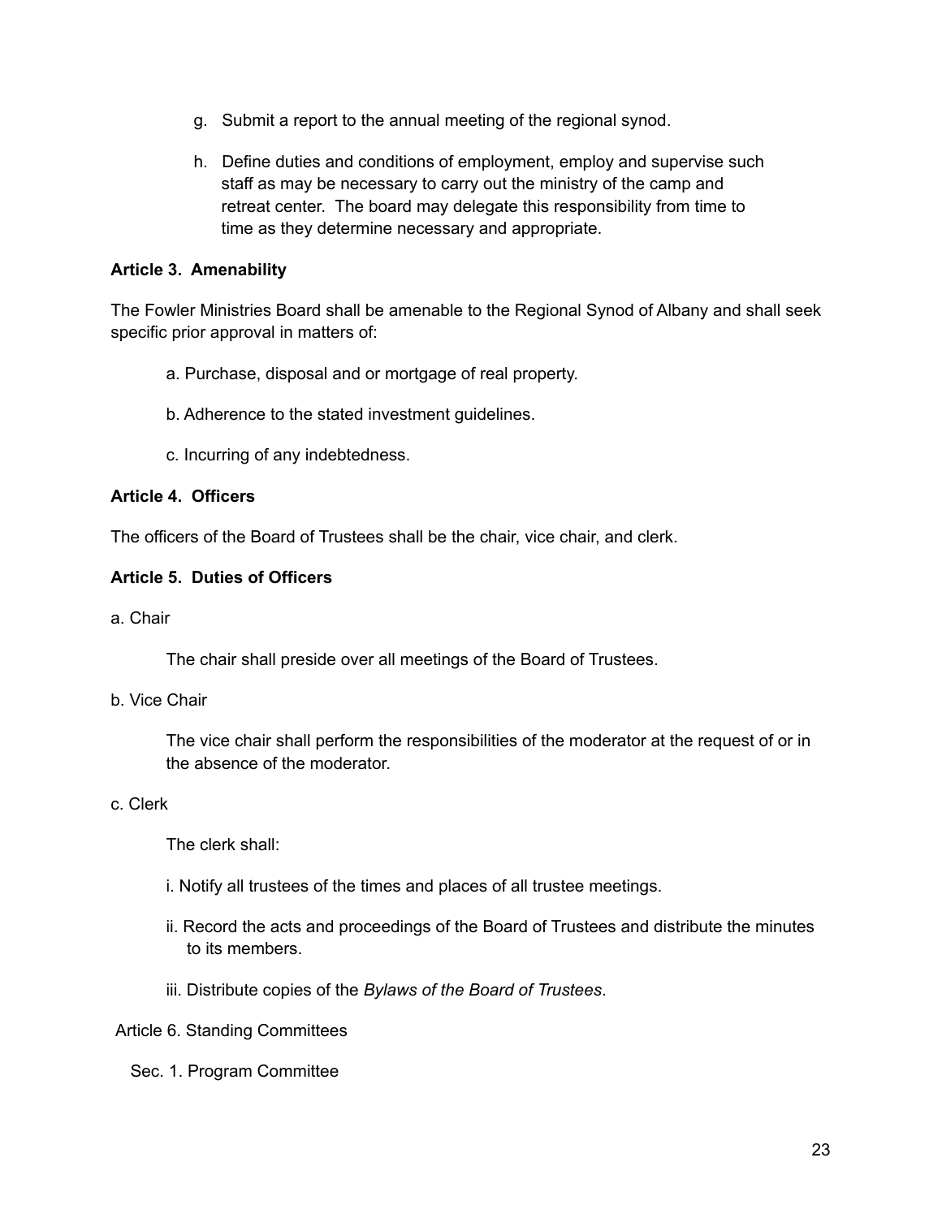g. Submit a report to the annual meeting of the regional synod.

h. Define duties and conditions of employment, employ and supervise such staff as may be necessary to carry out the ministry of the camp and retreat center. The board may delegate this responsibility from time to time as they determine necessary and appropriate.

**Article 3. Amenability**

The Fowler Ministries Board shall be amenable to the Regional Synod of Albany and shall seek specific prior approval in matters of:

a. Purchase, disposal and or mortgage of real property.

b. Adherence to the stated investment guidelines.

c. Incurring of any indebtedness.

**Article 4. Officers**

The officers of the Board of Trustees shall be the chair, vice chair, and clerk.

**Article 5. Duties of Officers**

a. Chair

The chair shall preside over all meetings of the Board of Trustees.

b. Vice Chair

The vice chair shall perform the responsibilities of the moderator at the request of or in the absence of the moderator.

c. Clerk

The clerk shall:

i. Notify all trustees of the times and places of all trustee meetings.

ii. Record the acts and proceedings of the Board of Trustees and distribute the minutes to its members.

iii. Distribute copies of the *Bylaws of the Board of Trustees*.

Article 6. Standing Committees

Sec. 1. Program Committee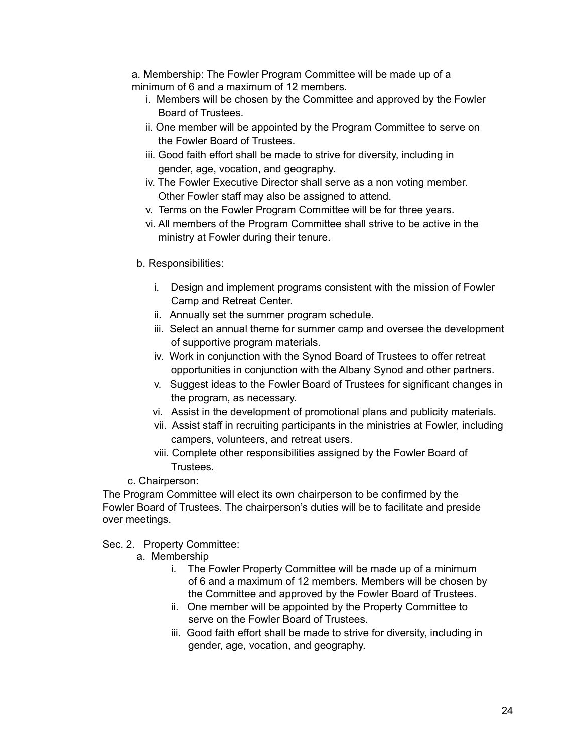a. Membership: The Fowler Program Committee will be made up of a minimum of 6 and a maximum of 12 members.

i. Members will be chosen by the Committee and approved by the Fowler Board of Trustees.
ii. One member will be appointed by the Program Committee to serve on the Fowler Board of Trustees.
iii. Good faith effort shall be made to strive for diversity, including in gender, age, vocation, and geography.
iv. The Fowler Executive Director shall serve as a non voting member. Other Fowler staff may also be assigned to attend.
v. Terms on the Fowler Program Committee will be for three years.
vi. All members of the Program Committee shall strive to be active in the ministry at Fowler during their tenure.

b. Responsibilities:

i. Design and implement programs consistent with the mission of Fowler Camp and Retreat Center.
ii. Annually set the summer program schedule.
iii. Select an annual theme for summer camp and oversee the development of supportive program materials.
iv. Work in conjunction with the Synod Board of Trustees to offer retreat opportunities in conjunction with the Albany Synod and other partners.
v. Suggest ideas to the Fowler Board of Trustees for significant changes in the program, as necessary.
vi. Assist in the development of promotional plans and publicity materials.
vii. Assist staff in recruiting participants in the ministries at Fowler, including campers, volunteers, and retreat users.
viii. Complete other responsibilities assigned by the Fowler Board of Trustees.

c. Chairperson:

The Program Committee will elect its own chairperson to be confirmed by the Fowler Board of Trustees. The chairperson's duties will be to facilitate and preside over meetings.

Sec. 2. Property Committee:

a. Membership

i. The Fowler Property Committee will be made up of a minimum of 6 and a maximum of 12 members. Members will be chosen by the Committee and approved by the Fowler Board of Trustees.
ii. One member will be appointed by the Property Committee to serve on the Fowler Board of Trustees.
iii. Good faith effort shall be made to strive for diversity, including in gender, age, vocation, and geography.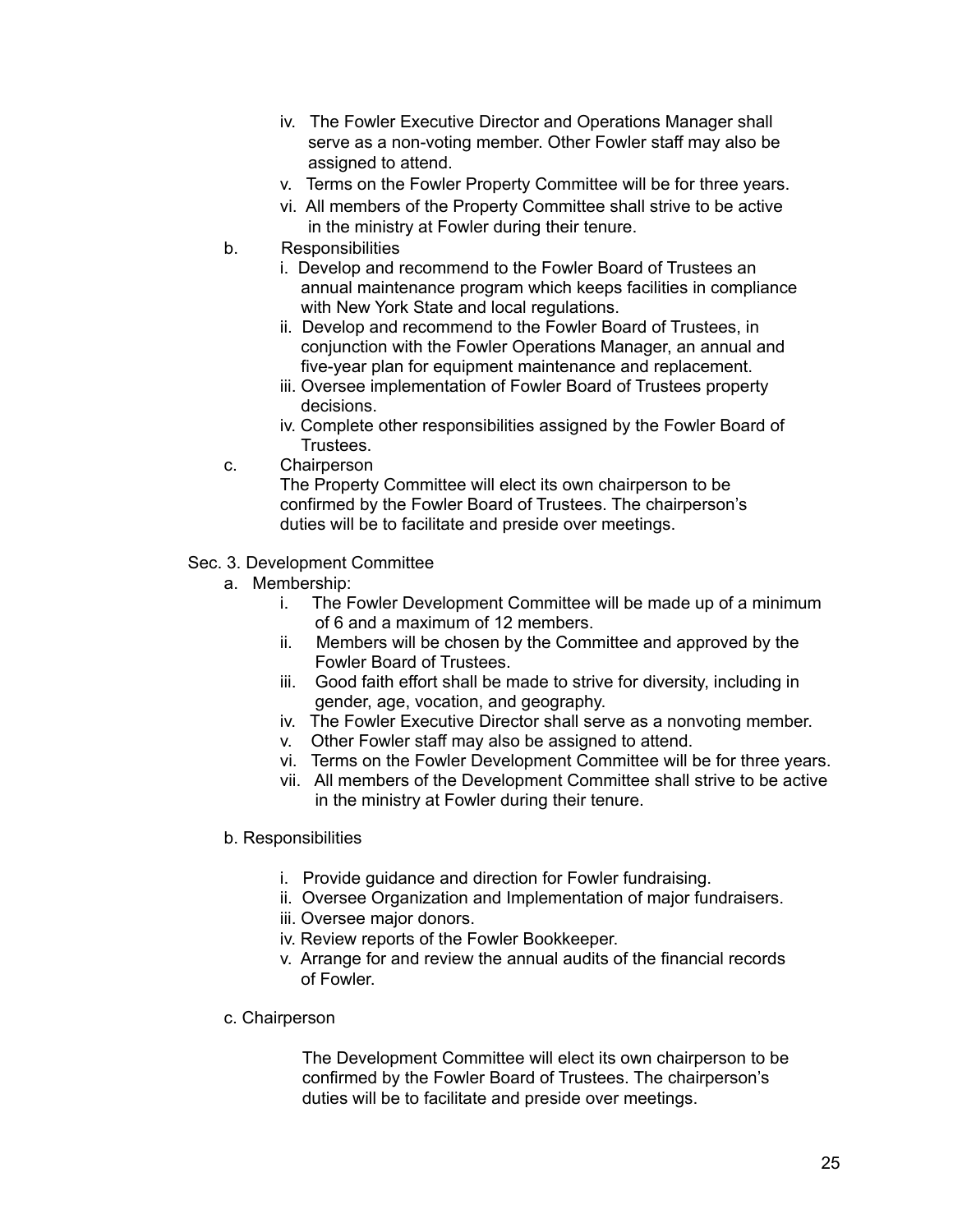iv. The Fowler Executive Director and Operations Manager shall serve as a non-voting member. Other Fowler staff may also be assigned to attend.

v. Terms on the Fowler Property Committee will be for three years.

vi. All members of the Property Committee shall strive to be active in the ministry at Fowler during their tenure.

b. Responsibilities

i. Develop and recommend to the Fowler Board of Trustees an annual maintenance program which keeps facilities in compliance with New York State and local regulations.

ii. Develop and recommend to the Fowler Board of Trustees, in conjunction with the Fowler Operations Manager, an annual and five-year plan for equipment maintenance and replacement.

iii. Oversee implementation of Fowler Board of Trustees property decisions.

iv. Complete other responsibilities assigned by the Fowler Board of Trustees.

c. Chairperson

The Property Committee will elect its own chairperson to be confirmed by the Fowler Board of Trustees. The chairperson's duties will be to facilitate and preside over meetings.

Sec. 3. Development Committee

a. Membership:

i. The Fowler Development Committee will be made up of a minimum of 6 and a maximum of 12 members.

ii. Members will be chosen by the Committee and approved by the Fowler Board of Trustees.

iii. Good faith effort shall be made to strive for diversity, including in gender, age, vocation, and geography.

iv. The Fowler Executive Director shall serve as a nonvoting member.

v. Other Fowler staff may also be assigned to attend.

vi. Terms on the Fowler Development Committee will be for three years.

vii. All members of the Development Committee shall strive to be active in the ministry at Fowler during their tenure.

b. Responsibilities

i. Provide guidance and direction for Fowler fundraising.

ii. Oversee Organization and Implementation of major fundraisers.

iii. Oversee major donors.

iv. Review reports of the Fowler Bookkeeper.

v. Arrange for and review the annual audits of the financial records of Fowler.

c. Chairperson

The Development Committee will elect its own chairperson to be confirmed by the Fowler Board of Trustees. The chairperson's duties will be to facilitate and preside over meetings.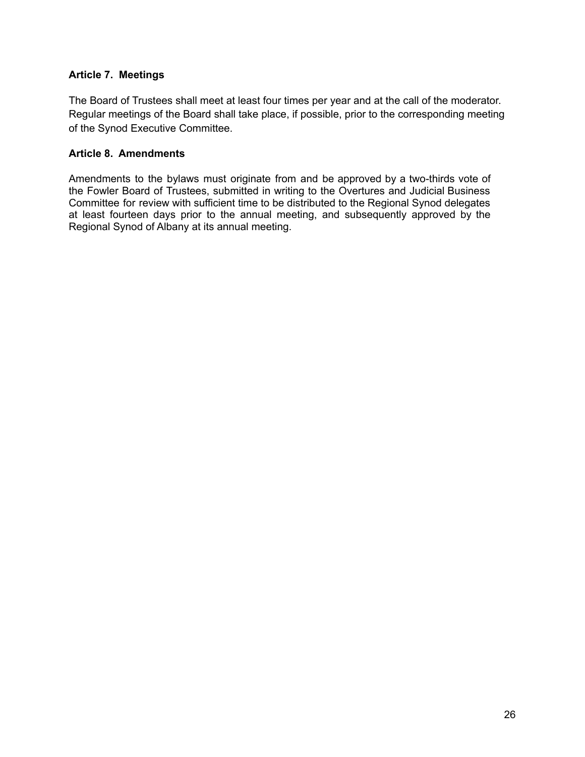**Article 7. Meetings**

The Board of Trustees shall meet at least four times per year and at the call of the moderator. Regular meetings of the Board shall take place, if possible, prior to the corresponding meeting of the Synod Executive Committee.

**Article 8. Amendments**

Amendments to the bylaws must originate from and be approved by a two-thirds vote of the Fowler Board of Trustees, submitted in writing to the Overtures and Judicial Business Committee for review with sufficient time to be distributed to the Regional Synod delegates at least fourteen days prior to the annual meeting, and subsequently approved by the Regional Synod of Albany at its annual meeting.